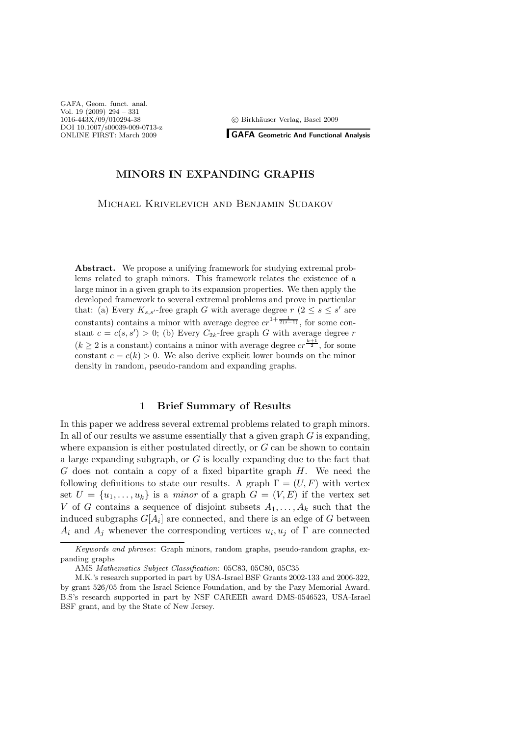# MINORS IN EXPANDING GRAPHS

Michael Krivelevich and Benjamin Sudakov

**Abstract.** We propose a unifying framework for studying extremal problems related to graph minors. This framework relates the existence of a large minor in a given graph to its expansion properties. We then apply the developed framework to several extremal problems and prove in particular that: (a) Every $K_{s,s'}$-free graph $G$ with average degree $r$ ($2 \le s \le s'$ are constants) contains a minor with average degree $cr^{1+\frac{1}{2(s-1)}}$, for some constant $c = c(s,s') > 0$; (b) Every $C_{2k}$-free graph $G$ with average degree $r$ ($k \ge 2$ is a constant) contains a minor with average degree $cr^{\frac{k+1}{2}}$, for some constant $c = c(k) > 0$. We also derive explicit lower bounds on the minor density in random, pseudo-random and expanding graphs.

## 1 Brief Summary of Results

In this paper we address several extremal problems related to graph minors. In all of our results we assume essentially that a given graph $G$ is expanding, where expansion is either postulated directly, or $G$ can be shown to contain a large expanding subgraph, or $G$ is locally expanding due to the fact that $G$ does not contain a copy of a fixed bipartite graph $H$. We need the following definitions to state our results. A graph $\Gamma = (U, F)$ with vertex set $U = \{u_1, \dots, u_k\}$ is a *minor* of a graph $G = (V, E)$ if the vertex set $V$ of $G$ contains a sequence of disjoint subsets $A_1, \dots, A_k$ such that the induced subgraphs $G[A_i]$ are connected, and there is an edge of $G$ between $A_i$ and $A_j$ whenever the corresponding vertices $u_i, u_j$ of $\Gamma$ are connected

---

*Keywords and phrases*: Graph minors, random graphs, pseudo-random graphs, expanding graphs

AMS *Mathematics Subject Classification*: 05C83, 05C80, 05C35

M.K.'s research supported in part by USA-Israel BSF Grants 2002-133 and 2006-322, by grant 526/05 from the Israel Science Foundation, and by the Pazy Memorial Award. B.S's research supported in part by NSF CAREER award DMS-0546523, USA-Israel BSF grant, and by the State of New Jersey.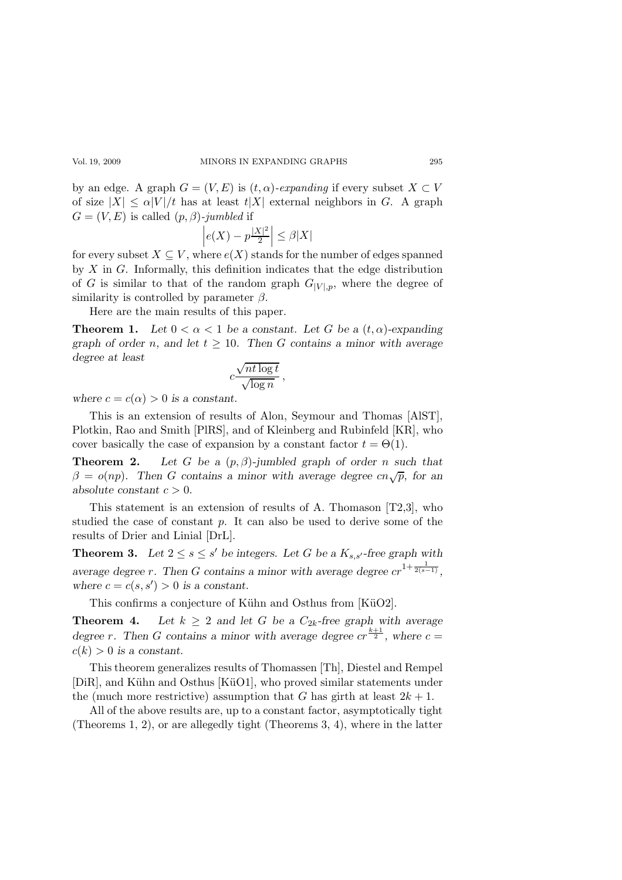by an edge. A graph $G = (V, E)$ is $(t, \alpha)$-*expanding* if every subset $X \subset V$ of size $|X| \le \alpha |V|/t$ has at least $t|X|$ external neighbors in $G$. A graph $G = (V, E)$ is called $(p, \beta)$-*jumbled* if

$$\left| e(X) - p\frac{|X|^2}{2} \right| \le \beta |X|$$

for every subset $X \subseteq V$, where $e(X)$ stands for the number of edges spanned by $X$ in $G$. Informally, this definition indicates that the edge distribution of $G$ is similar to that of the random graph $G_{|V|,p}$, where the degree of similarity is controlled by parameter $\beta$.

Here are the main results of this paper.

**Theorem 1.** *Let $0 < \alpha < 1$ be a constant. Let $G$ be a $(t, \alpha)$-expanding graph of order $n$, and let $t \ge 10$. Then $G$ contains a minor with average degree at least*

$$c\frac{\sqrt{nt\log t}}{\sqrt{\log n}}\,,$$

*where $c = c(\alpha) > 0$ is a constant.*

This is an extension of results of Alon, Seymour and Thomas [AlST], Plotkin, Rao and Smith [PlRS], and of Kleinberg and Rubinfeld [KR], who cover basically the case of expansion by a constant factor $t = \Theta(1)$.

**Theorem 2.** *Let $G$ be a $(p, \beta)$-jumbled graph of order $n$ such that $\beta = o(np)$. Then $G$ contains a minor with average degree $cn\sqrt{p}$, for an absolute constant $c > 0$.*

This statement is an extension of results of A. Thomason [T2,3], who studied the case of constant $p$. It can also be used to derive some of the results of Drier and Linial [DrL].

**Theorem 3.** *Let $2 \le s \le s'$ be integers. Let $G$ be a $K_{s,s'}$-free graph with average degree $r$. Then $G$ contains a minor with average degree $cr^{1+\frac{1}{2(s-1)}}$, where $c = c(s, s') > 0$ is a constant.*

This confirms a conjecture of Kühn and Osthus from [KüO2].

**Theorem 4.** *Let $k \ge 2$ and let $G$ be a $C_{2k}$-free graph with average degree $r$. Then $G$ contains a minor with average degree $cr^{\frac{k+1}{2}}$, where $c = c(k) > 0$ is a constant.*

This theorem generalizes results of Thomassen [Th], Diestel and Rempel [DiR], and Kühn and Osthus [KüO1], who proved similar statements under the (much more restrictive) assumption that $G$ has girth at least $2k + 1$.

All of the above results are, up to a constant factor, asymptotically tight (Theorems 1, 2), or are allegedly tight (Theorems 3, 4), where in the latter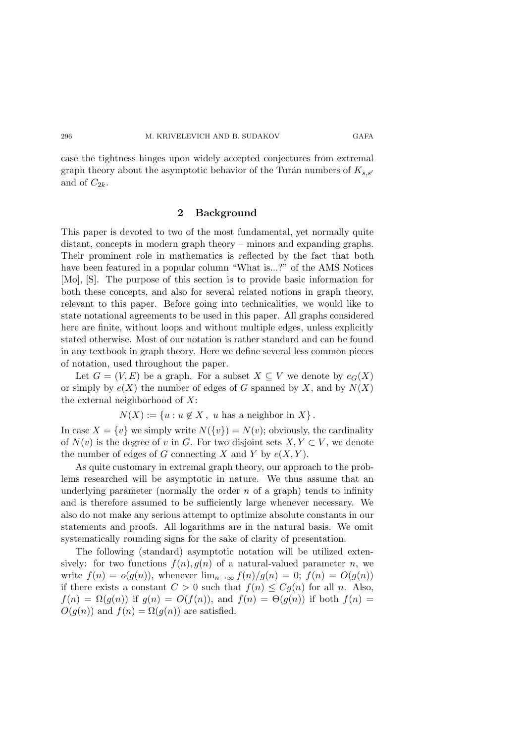case the tightness hinges upon widely accepted conjectures from extremal graph theory about the asymptotic behavior of the Turán numbers of $K_{s,s'}$ and of $C_{2k}$.

## 2 Background

This paper is devoted to two of the most fundamental, yet normally quite distant, concepts in modern graph theory – minors and expanding graphs. Their prominent role in mathematics is reflected by the fact that both have been featured in a popular column "What is...?" of the AMS Notices [Mo], [S]. The purpose of this section is to provide basic information for both these concepts, and also for several related notions in graph theory, relevant to this paper. Before going into technicalities, we would like to state notational agreements to be used in this paper. All graphs considered here are finite, without loops and without multiple edges, unless explicitly stated otherwise. Most of our notation is rather standard and can be found in any textbook in graph theory. Here we define several less common pieces of notation, used throughout the paper.

Let $G = (V, E)$ be a graph. For a subset $X \subseteq V$ we denote by $e_G(X)$ or simply by $e(X)$ the number of edges of $G$ spanned by $X$, and by $N(X)$ the external neighborhood of $X$:

$$N(X) := \{u : u \notin X\,,\ u \text{ has a neighbor in } X\}\,.$$

In case $X = \{v\}$ we simply write $N(\{v\}) = N(v)$; obviously, the cardinality of $N(v)$ is the degree of $v$ in $G$. For two disjoint sets $X, Y \subset V$, we denote the number of edges of $G$ connecting $X$ and $Y$ by $e(X, Y)$.

As quite customary in extremal graph theory, our approach to the problems researched will be asymptotic in nature. We thus assume that an underlying parameter (normally the order $n$ of a graph) tends to infinity and is therefore assumed to be sufficiently large whenever necessary. We also do not make any serious attempt to optimize absolute constants in our statements and proofs. All logarithms are in the natural basis. We omit systematically rounding signs for the sake of clarity of presentation.

The following (standard) asymptotic notation will be utilized extensively: for two functions $f(n), g(n)$ of a natural-valued parameter $n$, we write $f(n) = o(g(n))$, whenever $\lim_{n\to\infty} f(n)/g(n) = 0$; $f(n) = O(g(n))$ if there exists a constant $C > 0$ such that $f(n) \leq Cg(n)$ for all $n$. Also, $f(n) = \Omega(g(n))$ if $g(n) = O(f(n))$, and $f(n) = \Theta(g(n))$ if both $f(n) = O(g(n))$ and $f(n) = \Omega(g(n))$ are satisfied.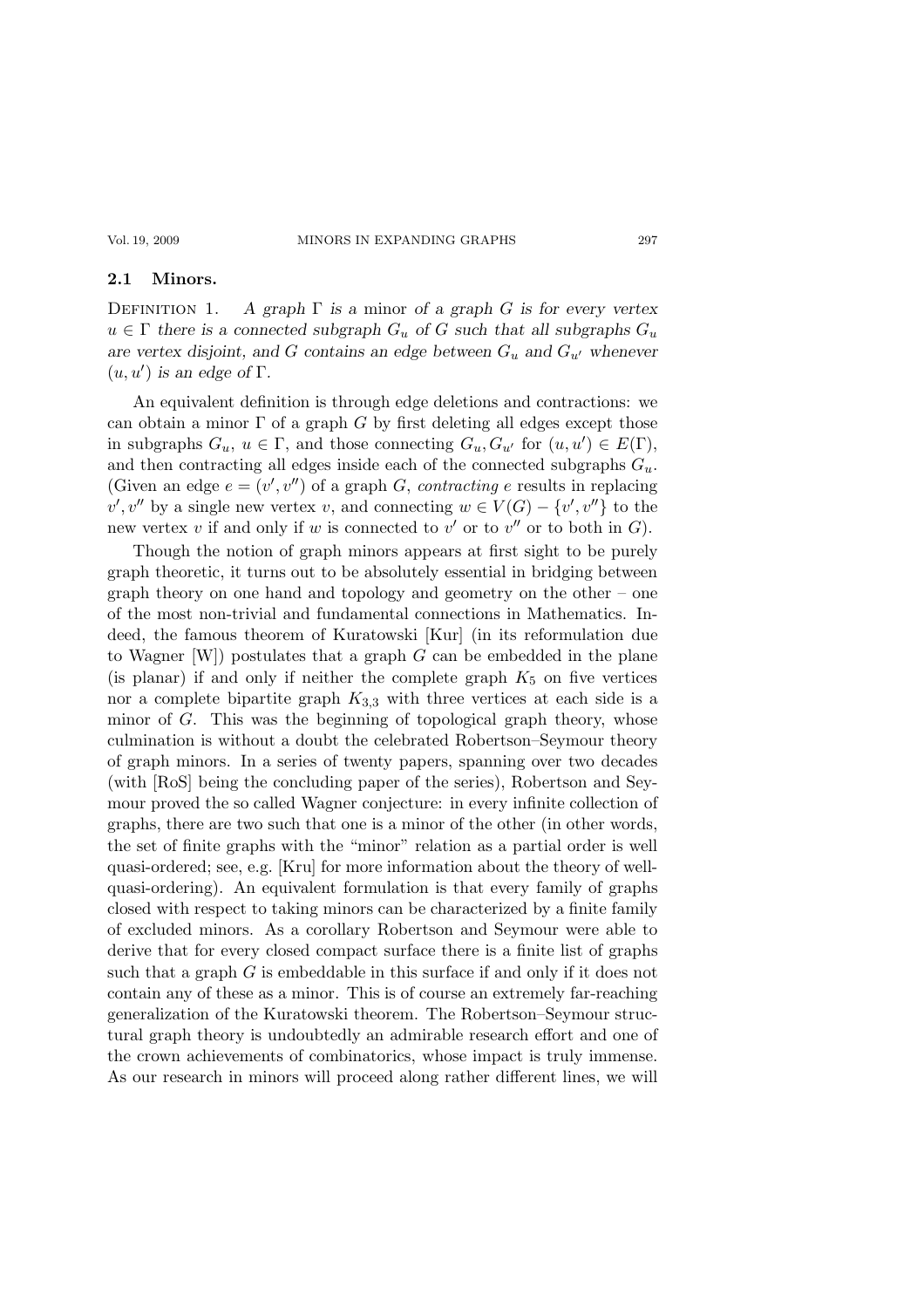### 2.1 Minors.

Definition 1. *A graph $\Gamma$ is a* minor *of a graph $G$ is for every vertex $u \in \Gamma$ there is a connected subgraph $G_u$ of $G$ such that all subgraphs $G_u$ are vertex disjoint, and $G$ contains an edge between $G_u$ and $G_{u'}$ whenever $(u, u')$ is an edge of $\Gamma$.*

An equivalent definition is through edge deletions and contractions: we can obtain a minor $\Gamma$ of a graph $G$ by first deleting all edges except those in subgraphs $G_u$, $u \in \Gamma$, and those connecting $G_u, G_{u'}$ for $(u, u') \in E(\Gamma)$, and then contracting all edges inside each of the connected subgraphs $G_u$. (Given an edge $e = (v', v'')$ of a graph $G$, *contracting* $e$ results in replacing $v', v''$ by a single new vertex $v$, and connecting $w \in V(G) - \{v', v''\}$ to the new vertex $v$ if and only if $w$ is connected to $v'$ or to $v''$ or to both in $G$).

Though the notion of graph minors appears at first sight to be purely graph theoretic, it turns out to be absolutely essential in bridging between graph theory on one hand and topology and geometry on the other – one of the most non-trivial and fundamental connections in Mathematics. Indeed, the famous theorem of Kuratowski [Kur] (in its reformulation due to Wagner [W]) postulates that a graph $G$ can be embedded in the plane (is planar) if and only if neither the complete graph $K_5$ on five vertices nor a complete bipartite graph $K_{3,3}$ with three vertices at each side is a minor of $G$. This was the beginning of topological graph theory, whose culmination is without a doubt the celebrated Robertson–Seymour theory of graph minors. In a series of twenty papers, spanning over two decades (with [RoS] being the concluding paper of the series), Robertson and Seymour proved the so called Wagner conjecture: in every infinite collection of graphs, there are two such that one is a minor of the other (in other words, the set of finite graphs with the "minor" relation as a partial order is well quasi-ordered; see, e.g. [Kru] for more information about the theory of well-quasi-ordering). An equivalent formulation is that every family of graphs closed with respect to taking minors can be characterized by a finite family of excluded minors. As a corollary Robertson and Seymour were able to derive that for every closed compact surface there is a finite list of graphs such that a graph $G$ is embeddable in this surface if and only if it does not contain any of these as a minor. This is of course an extremely far-reaching generalization of the Kuratowski theorem. The Robertson–Seymour structural graph theory is undoubtedly an admirable research effort and one of the crown achievements of combinatorics, whose impact is truly immense. As our research in minors will proceed along rather different lines, we will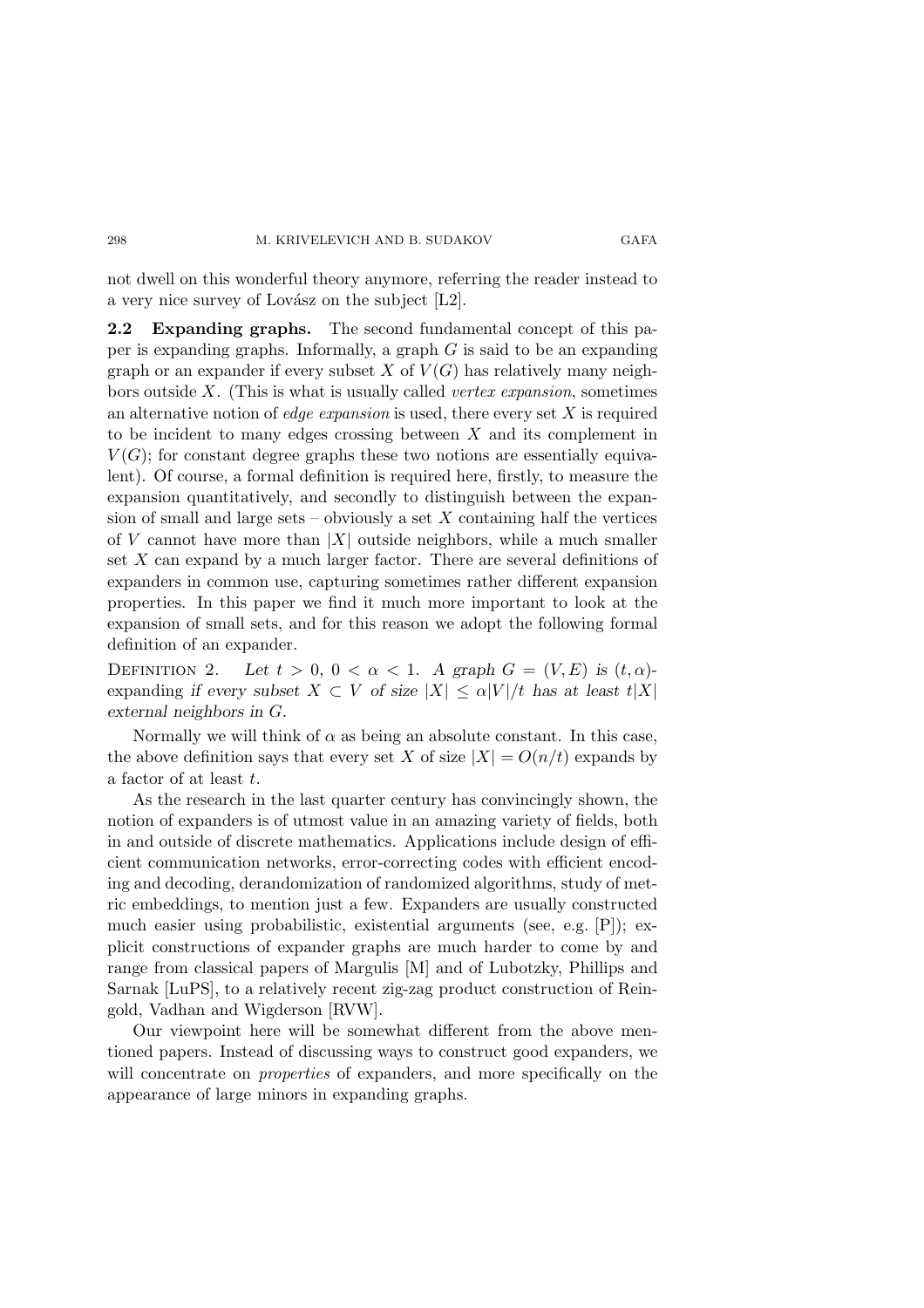not dwell on this wonderful theory anymore, referring the reader instead to a very nice survey of Lovász on the subject [L2].

**2.2 Expanding graphs.** The second fundamental concept of this paper is expanding graphs. Informally, a graph $G$ is said to be an expanding graph or an expander if every subset $X$ of $V(G)$ has relatively many neighbors outside $X$. (This is what is usually called *vertex expansion*, sometimes an alternative notion of *edge expansion* is used, there every set $X$ is required to be incident to many edges crossing between $X$ and its complement in $V(G)$; for constant degree graphs these two notions are essentially equivalent). Of course, a formal definition is required here, firstly, to measure the expansion quantitatively, and secondly to distinguish between the expansion of small and large sets – obviously a set $X$ containing half the vertices of $V$ cannot have more than $|X|$ outside neighbors, while a much smaller set $X$ can expand by a much larger factor. There are several definitions of expanders in common use, capturing sometimes rather different expansion properties. In this paper we find it much more important to look at the expansion of small sets, and for this reason we adopt the following formal definition of an expander.

Definition 2. *Let $t > 0$, $0 < \alpha < 1$. A graph $G = (V, E)$ is $(t, \alpha)$-expanding if every subset $X \subset V$ of size $|X| \leq \alpha|V|/t$ has at least $t|X|$ external neighbors in $G$.*

Normally we will think of $\alpha$ as being an absolute constant. In this case, the above definition says that every set $X$ of size $|X| = O(n/t)$ expands by a factor of at least $t$.

As the research in the last quarter century has convincingly shown, the notion of expanders is of utmost value in an amazing variety of fields, both in and outside of discrete mathematics. Applications include design of efficient communication networks, error-correcting codes with efficient encoding and decoding, derandomization of randomized algorithms, study of metric embeddings, to mention just a few. Expanders are usually constructed much easier using probabilistic, existential arguments (see, e.g. [P]); explicit constructions of expander graphs are much harder to come by and range from classical papers of Margulis [M] and of Lubotzky, Phillips and Sarnak [LuPS], to a relatively recent zig-zag product construction of Reingold, Vadhan and Wigderson [RVW].

Our viewpoint here will be somewhat different from the above mentioned papers. Instead of discussing ways to construct good expanders, we will concentrate on *properties* of expanders, and more specifically on the appearance of large minors in expanding graphs.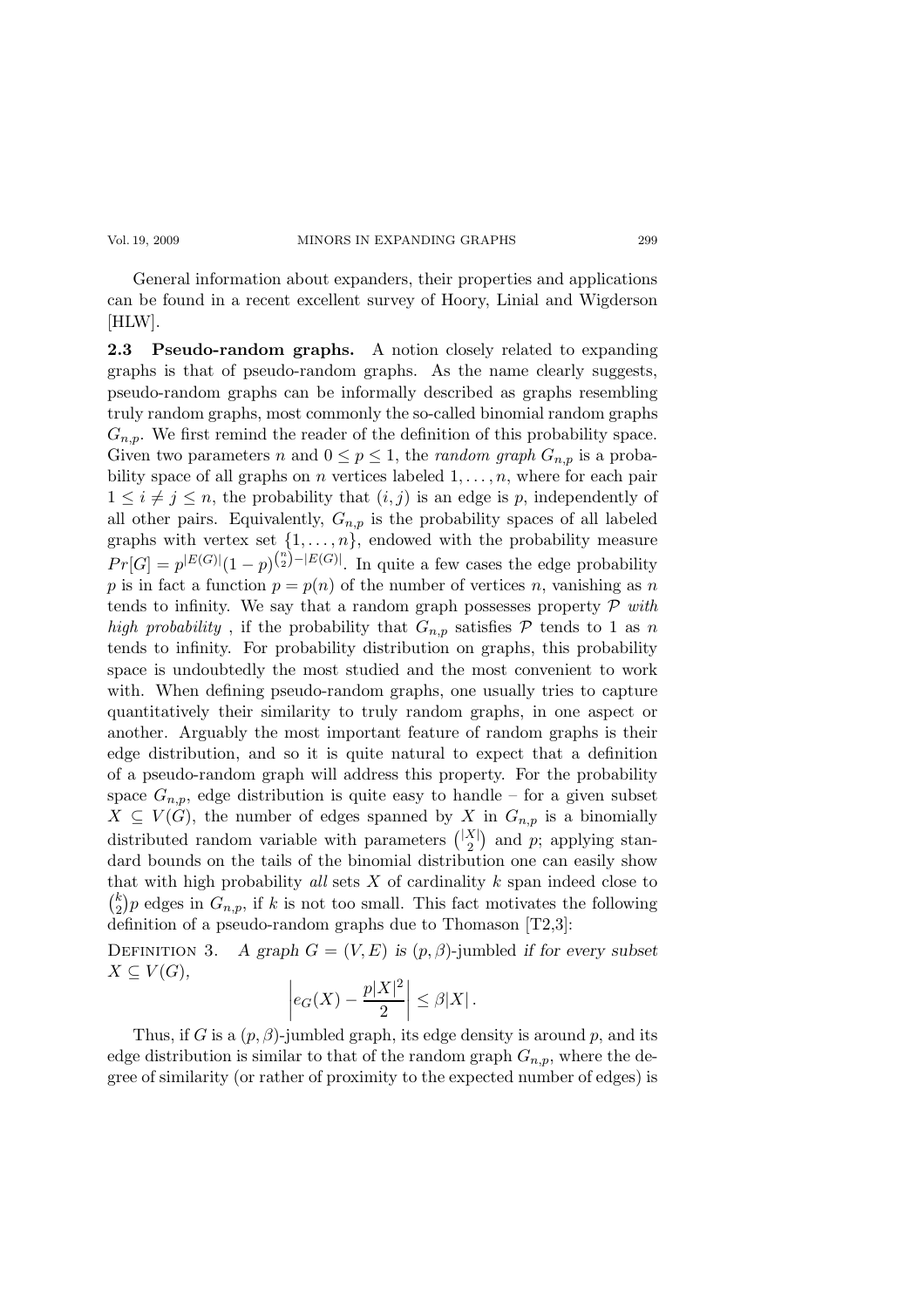General information about expanders, their properties and applications can be found in a recent excellent survey of Hoory, Linial and Wigderson [HLW].

**2.3 Pseudo-random graphs.** A notion closely related to expanding graphs is that of pseudo-random graphs. As the name clearly suggests, pseudo-random graphs can be informally described as graphs resembling truly random graphs, most commonly the so-called binomial random graphs $G_{n,p}$. We first remind the reader of the definition of this probability space. Given two parameters $n$ and $0 \le p \le 1$, the *random graph* $G_{n,p}$ is a probability space of all graphs on $n$ vertices labeled $1, \dots, n$, where for each pair $1 \le i \ne j \le n$, the probability that $(i,j)$ is an edge is $p$, independently of all other pairs. Equivalently, $G_{n,p}$ is the probability spaces of all labeled graphs with vertex set $\{1, \dots, n\}$, endowed with the probability measure $Pr[G] = p^{|E(G)|}(1-p)^{\binom{n}{2}-|E(G)|}$. In quite a few cases the edge probability $p$ is in fact a function $p = p(n)$ of the number of vertices $n$, vanishing as $n$ tends to infinity. We say that a random graph possesses property $\mathcal{P}$ *with high probability* , if the probability that $G_{n,p}$ satisfies $\mathcal{P}$ tends to 1 as $n$ tends to infinity. For probability distribution on graphs, this probability space is undoubtedly the most studied and the most convenient to work with. When defining pseudo-random graphs, one usually tries to capture quantitatively their similarity to truly random graphs, in one aspect or another. Arguably the most important feature of random graphs is their edge distribution, and so it is quite natural to expect that a definition of a pseudo-random graph will address this property. For the probability space $G_{n,p}$, edge distribution is quite easy to handle – for a given subset $X \subseteq V(G)$, the number of edges spanned by $X$ in $G_{n,p}$ is a binomially distributed random variable with parameters $\binom{|X|}{2}$ and $p$; applying standard bounds on the tails of the binomial distribution one can easily show that with high probability *all* sets $X$ of cardinality $k$ span indeed close to $\binom{k}{2}p$ edges in $G_{n,p}$, if $k$ is not too small. This fact motivates the following definition of a pseudo-random graphs due to Thomason [T2,3]:

Definition 3. *A graph $G = (V,E)$ is $(p,\beta)$-jumbled if for every subset $X \subseteq V(G)$,*

$$\left| e_G(X) - \frac{p|X|^2}{2} \right| \le \beta |X| \,.$$

Thus, if $G$ is a $(p,\beta)$-jumbled graph, its edge density is around $p$, and its edge distribution is similar to that of the random graph $G_{n,p}$, where the degree of similarity (or rather of proximity to the expected number of edges) is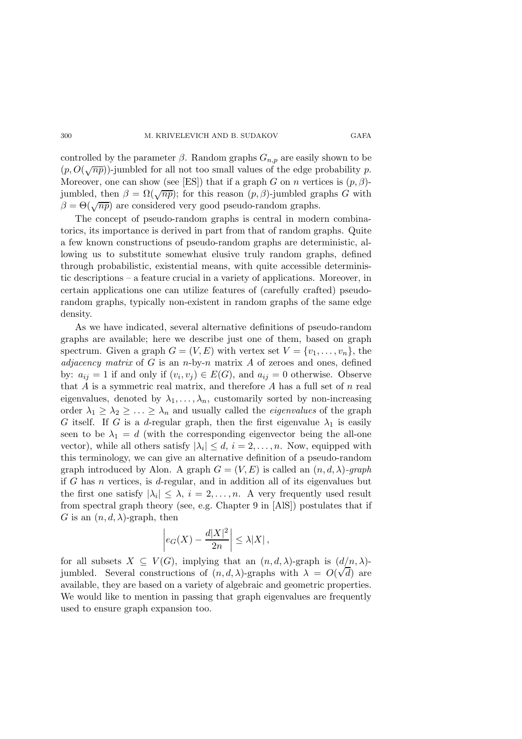controlled by the parameter $\beta$. Random graphs $G_{n,p}$ are easily shown to be $(p, O(\sqrt{np}))$-jumbled for all not too small values of the edge probability $p$. Moreover, one can show (see [ES]) that if a graph $G$ on $n$ vertices is $(p,\beta)$-jumbled, then $\beta = \Omega(\sqrt{np})$; for this reason $(p,\beta)$-jumbled graphs $G$ with $\beta = \Theta(\sqrt{np})$ are considered very good pseudo-random graphs.

The concept of pseudo-random graphs is central in modern combinatorics, its importance is derived in part from that of random graphs. Quite a few known constructions of pseudo-random graphs are deterministic, allowing us to substitute somewhat elusive truly random graphs, defined through probabilistic, existential means, with quite accessible deterministic descriptions – a feature crucial in a variety of applications. Moreover, in certain applications one can utilize features of (carefully crafted) pseudo-random graphs, typically non-existent in random graphs of the same edge density.

As we have indicated, several alternative definitions of pseudo-random graphs are available; here we describe just one of them, based on graph spectrum. Given a graph $G = (V, E)$ with vertex set $V = \{v_1, \dots, v_n\}$, the *adjacency matrix* of $G$ is an $n$-by-$n$ matrix $A$ of zeroes and ones, defined by: $a_{ij} = 1$ if and only if $(v_i, v_j) \in E(G)$, and $a_{ij} = 0$ otherwise. Observe that $A$ is a symmetric real matrix, and therefore $A$ has a full set of $n$ real eigenvalues, denoted by $\lambda_1, \dots, \lambda_n$, customarily sorted by non-increasing order $\lambda_1 \geq \lambda_2 \geq \dots \geq \lambda_n$ and usually called the *eigenvalues* of the graph $G$ itself. If $G$ is a $d$-regular graph, then the first eigenvalue $\lambda_1$ is easily seen to be $\lambda_1 = d$ (with the corresponding eigenvector being the all-one vector), while all others satisfy $|\lambda_i| \leq d$, $i = 2, \dots, n$. Now, equipped with this terminology, we can give an alternative definition of a pseudo-random graph introduced by Alon. A graph $G = (V, E)$ is called an $(n, d, \lambda)$*-graph* if $G$ has $n$ vertices, is $d$-regular, and in addition all of its eigenvalues but the first one satisfy $|\lambda_i| \leq \lambda$, $i = 2, \dots, n$. A very frequently used result from spectral graph theory (see, e.g. Chapter 9 in [AlS]) postulates that if $G$ is an $(n, d, \lambda)$-graph, then

$$\left| e_G(X) - \frac{d|X|^2}{2n} \right| \leq \lambda |X| \,,$$

for all subsets $X \subseteq V(G)$, implying that an $(n, d, \lambda)$-graph is $(d/n, \lambda)$-jumbled. Several constructions of $(n, d, \lambda)$-graphs with $\lambda = O(\sqrt{d})$ are available, they are based on a variety of algebraic and geometric properties. We would like to mention in passing that graph eigenvalues are frequently used to ensure graph expansion too.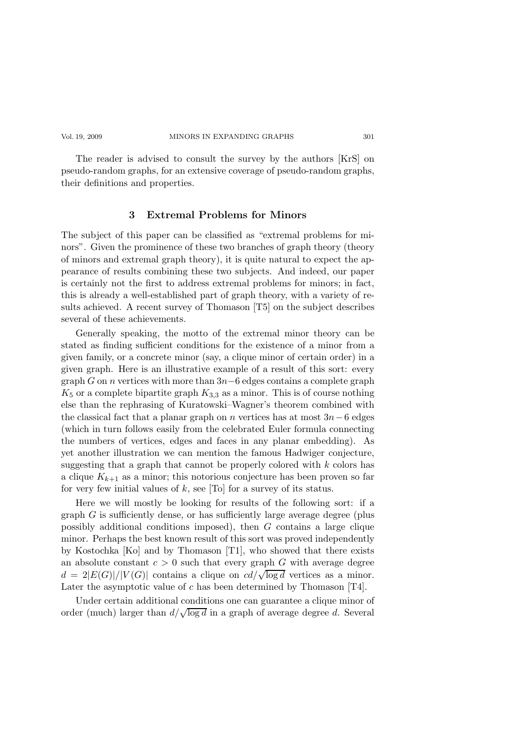The reader is advised to consult the survey by the authors [KrS] on pseudo-random graphs, for an extensive coverage of pseudo-random graphs, their definitions and properties.

## 3 Extremal Problems for Minors

The subject of this paper can be classified as "extremal problems for minors". Given the prominence of these two branches of graph theory (theory of minors and extremal graph theory), it is quite natural to expect the appearance of results combining these two subjects. And indeed, our paper is certainly not the first to address extremal problems for minors; in fact, this is already a well-established part of graph theory, with a variety of results achieved. A recent survey of Thomason [T5] on the subject describes several of these achievements.

Generally speaking, the motto of the extremal minor theory can be stated as finding sufficient conditions for the existence of a minor from a given family, or a concrete minor (say, a clique minor of certain order) in a given graph. Here is an illustrative example of a result of this sort: every graph $G$ on $n$ vertices with more than $3n-6$ edges contains a complete graph $K_5$ or a complete bipartite graph $K_{3,3}$ as a minor. This is of course nothing else than the rephrasing of Kuratowski–Wagner's theorem combined with the classical fact that a planar graph on $n$ vertices has at most $3n-6$ edges (which in turn follows easily from the celebrated Euler formula connecting the numbers of vertices, edges and faces in any planar embedding). As yet another illustration we can mention the famous Hadwiger conjecture, suggesting that a graph that cannot be properly colored with $k$ colors has a clique $K_{k+1}$ as a minor; this notorious conjecture has been proven so far for very few initial values of $k$, see [To] for a survey of its status.

Here we will mostly be looking for results of the following sort: if a graph $G$ is sufficiently dense, or has sufficiently large average degree (plus possibly additional conditions imposed), then $G$ contains a large clique minor. Perhaps the best known result of this sort was proved independently by Kostochka [Ko] and by Thomason [T1], who showed that there exists an absolute constant $c > 0$ such that every graph $G$ with average degree $d = 2|E(G)|/|V(G)|$ contains a clique on $cd/\sqrt{\log d}$ vertices as a minor. Later the asymptotic value of $c$ has been determined by Thomason [T4].

Under certain additional conditions one can guarantee a clique minor of order (much) larger than $d/\sqrt{\log d}$ in a graph of average degree $d$. Several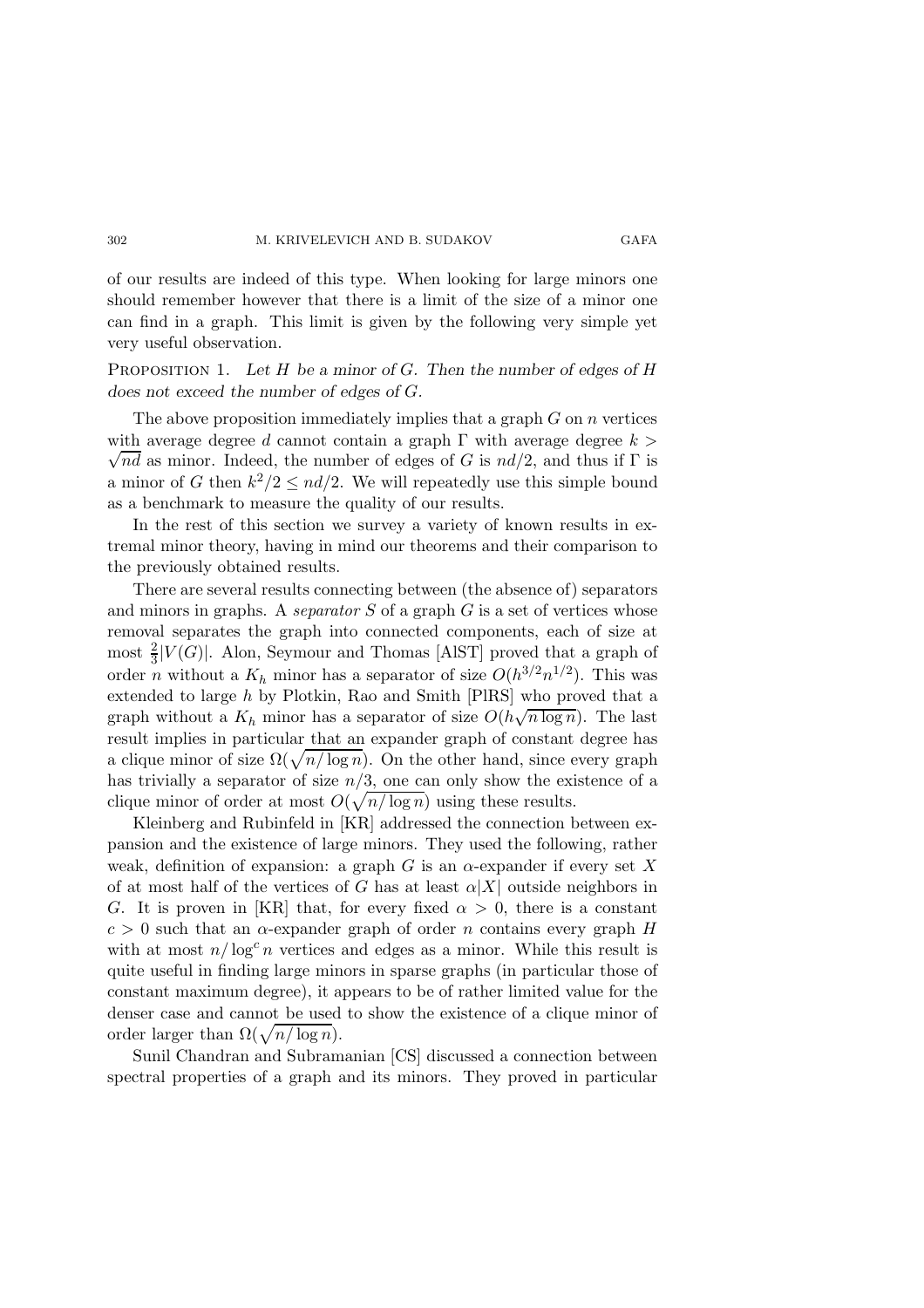of our results are indeed of this type. When looking for large minors one should remember however that there is a limit of the size of a minor one can find in a graph. This limit is given by the following very simple yet very useful observation.

PROPOSITION 1. *Let $H$ be a minor of $G$. Then the number of edges of $H$ does not exceed the number of edges of $G$.*

The above proposition immediately implies that a graph $G$ on $n$ vertices with average degree $d$ cannot contain a graph $\Gamma$ with average degree $k > \sqrt{nd}$ as minor. Indeed, the number of edges of $G$ is $nd/2$, and thus if $\Gamma$ is a minor of $G$ then $k^2/2 \le nd/2$. We will repeatedly use this simple bound as a benchmark to measure the quality of our results.

In the rest of this section we survey a variety of known results in extremal minor theory, having in mind our theorems and their comparison to the previously obtained results.

There are several results connecting between (the absence of) separators and minors in graphs. A *separator* $S$ of a graph $G$ is a set of vertices whose removal separates the graph into connected components, each of size at most $\frac{2}{3}|V(G)|$. Alon, Seymour and Thomas [AlST] proved that a graph of order $n$ without a $K_h$ minor has a separator of size $O(h^{3/2}n^{1/2})$. This was extended to large $h$ by Plotkin, Rao and Smith [PlRS] who proved that a graph without a $K_h$ minor has a separator of size $O(h\sqrt{n \log n})$. The last result implies in particular that an expander graph of constant degree has a clique minor of size $\Omega(\sqrt{n/\log n})$. On the other hand, since every graph has trivially a separator of size $n/3$, one can only show the existence of a clique minor of order at most $O(\sqrt{n/\log n})$ using these results.

Kleinberg and Rubinfeld in [KR] addressed the connection between expansion and the existence of large minors. They used the following, rather weak, definition of expansion: a graph $G$ is an $\alpha$-expander if every set $X$ of at most half of the vertices of $G$ has at least $\alpha|X|$ outside neighbors in $G$. It is proven in [KR] that, for every fixed $\alpha > 0$, there is a constant $c > 0$ such that an $\alpha$-expander graph of order $n$ contains every graph $H$ with at most $n/\log^c n$ vertices and edges as a minor. While this result is quite useful in finding large minors in sparse graphs (in particular those of constant maximum degree), it appears to be of rather limited value for the denser case and cannot be used to show the existence of a clique minor of order larger than $\Omega(\sqrt{n/\log n})$.

Sunil Chandran and Subramanian [CS] discussed a connection between spectral properties of a graph and its minors. They proved in particular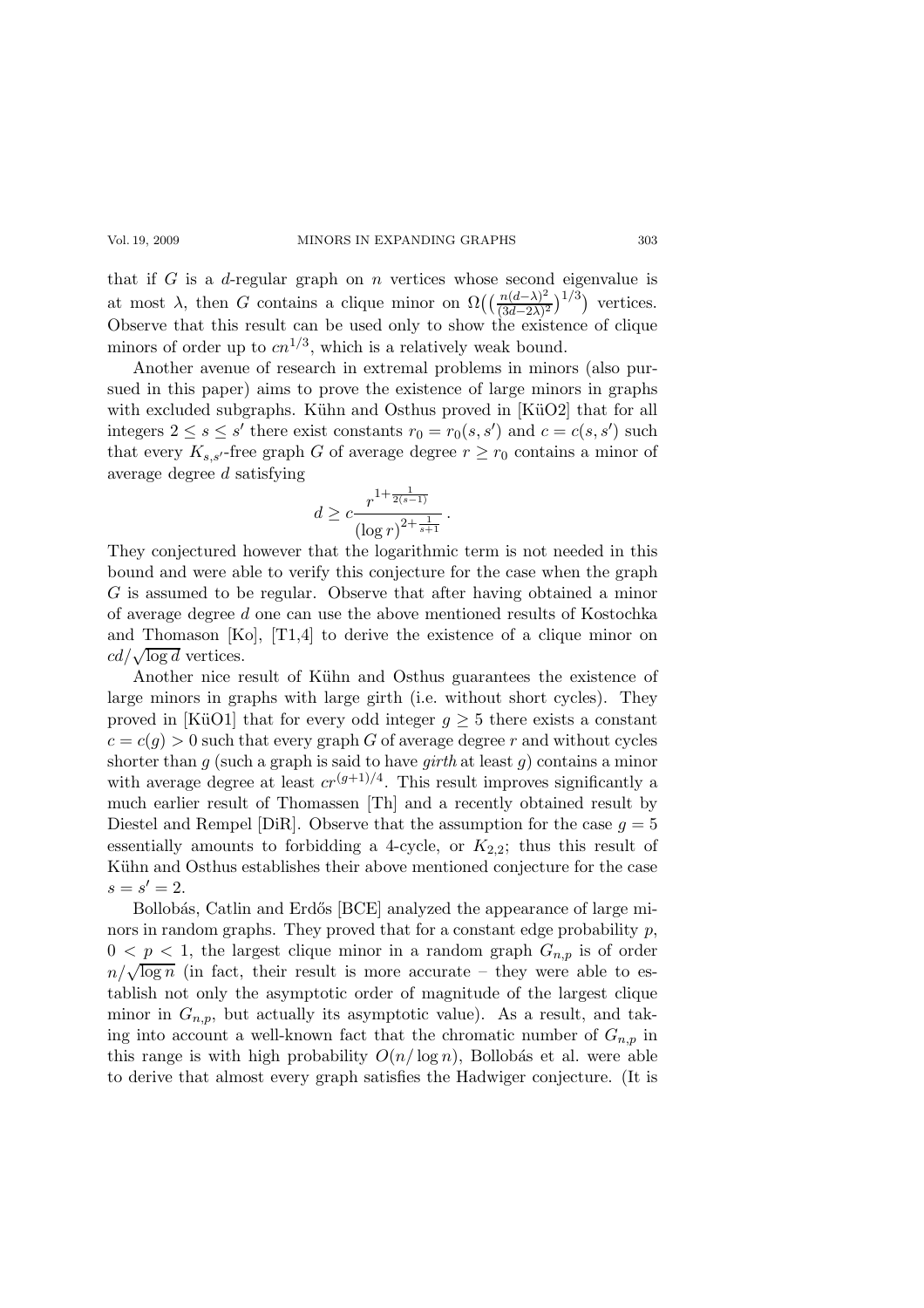that if $G$ is a $d$-regular graph on $n$ vertices whose second eigenvalue is at most $\lambda$, then $G$ contains a clique minor on $\Omega\big(\big(\frac{n(d-\lambda)^2}{(3d-2\lambda)^2}\big)^{1/3}\big)$ vertices. Observe that this result can be used only to show the existence of clique minors of order up to $cn^{1/3}$, which is a relatively weak bound.

Another avenue of research in extremal problems in minors (also pursued in this paper) aims to prove the existence of large minors in graphs with excluded subgraphs. Kühn and Osthus proved in [KüO2] that for all integers $2 \leq s \leq s'$ there exist constants $r_0 = r_0(s, s')$ and $c = c(s, s')$ such that every $K_{s,s'}$-free graph $G$ of average degree $r \geq r_0$ contains a minor of average degree $d$ satisfying

$$d \geq c \frac{r^{1+\frac{1}{2(s-1)}}}{(\log r)^{2+\frac{1}{s+1}}} .$$

They conjectured however that the logarithmic term is not needed in this bound and were able to verify this conjecture for the case when the graph $G$ is assumed to be regular. Observe that after having obtained a minor of average degree $d$ one can use the above mentioned results of Kostochka and Thomason [Ko], [T1,4] to derive the existence of a clique minor on $cd/\sqrt{\log d}$ vertices.

Another nice result of Kühn and Osthus guarantees the existence of large minors in graphs with large girth (i.e. without short cycles). They proved in [KüO1] that for every odd integer $g \geq 5$ there exists a constant $c = c(g) > 0$ such that every graph $G$ of average degree $r$ and without cycles shorter than $g$ (such a graph is said to have *girth* at least $g$) contains a minor with average degree at least $cr^{(g+1)/4}$. This result improves significantly a much earlier result of Thomassen [Th] and a recently obtained result by Diestel and Rempel [DiR]. Observe that the assumption for the case $g = 5$ essentially amounts to forbidding a 4-cycle, or $K_{2,2}$; thus this result of Kühn and Osthus establishes their above mentioned conjecture for the case $s = s' = 2$.

Bollobás, Catlin and Erdős [BCE] analyzed the appearance of large minors in random graphs. They proved that for a constant edge probability $p$, $0 < p < 1$, the largest clique minor in a random graph $G_{n,p}$ is of order $n/\sqrt{\log n}$ (in fact, their result is more accurate – they were able to establish not only the asymptotic order of magnitude of the largest clique minor in $G_{n,p}$, but actually its asymptotic value). As a result, and taking into account a well-known fact that the chromatic number of $G_{n,p}$ in this range is with high probability $O(n/\log n)$, Bollobás et al. were able to derive that almost every graph satisfies the Hadwiger conjecture. (It is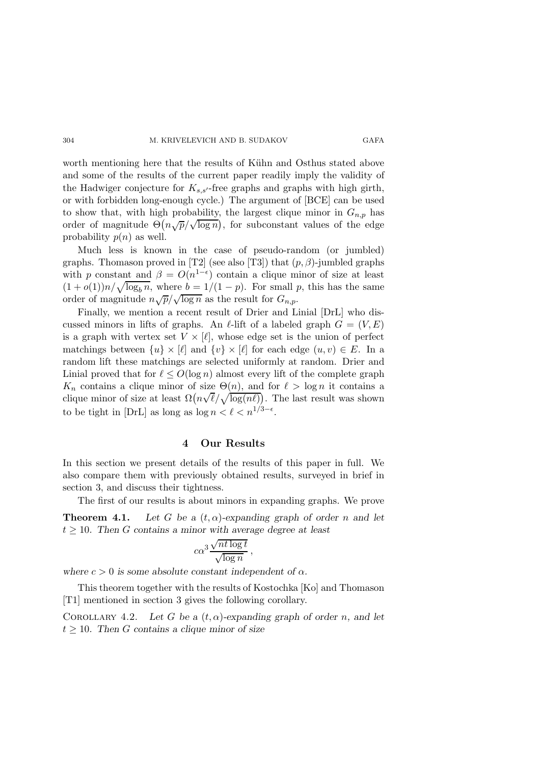worth mentioning here that the results of Kühn and Osthus stated above and some of the results of the current paper readily imply the validity of the Hadwiger conjecture for $K_{s,s'}$-free graphs and graphs with high girth, or with forbidden long-enough cycle.) The argument of [BCE] can be used to show that, with high probability, the largest clique minor in $G_{n,p}$ has order of magnitude $\Theta\big(n\sqrt{p}/\sqrt{\log n}\big)$, for subconstant values of the edge probability $p(n)$ as well.

Much less is known in the case of pseudo-random (or jumbled) graphs. Thomason proved in [T2] (see also [T3]) that $(p,\beta)$-jumbled graphs with $p$ constant and $\beta = O(n^{1-\epsilon})$ contain a clique minor of size at least $(1+o(1))n/\sqrt{\log_b n}$, where $b = 1/(1-p)$. For small $p$, this has the same order of magnitude $n\sqrt{p}/\sqrt{\log n}$ as the result for $G_{n,p}$.

Finally, we mention a recent result of Drier and Linial [DrL] who discussed minors in lifts of graphs. An $\ell$-lift of a labeled graph $G = (V,E)$ is a graph with vertex set $V \times [\ell]$, whose edge set is the union of perfect matchings between $\{u\} \times [\ell]$ and $\{v\} \times [\ell]$ for each edge $(u,v) \in E$. In a random lift these matchings are selected uniformly at random. Drier and Linial proved that for $\ell \le O(\log n)$ almost every lift of the complete graph $K_n$ contains a clique minor of size $\Theta(n)$, and for $\ell > \log n$ it contains a clique minor of size at least $\Omega\big(n\sqrt{\ell}/\sqrt{\log(n\ell)}\big)$. The last result was shown to be tight in [DrL] as long as $\log n < \ell < n^{1/3-\epsilon}$.

## 4 Our Results

In this section we present details of the results of this paper in full. We also compare them with previously obtained results, surveyed in brief in section 3, and discuss their tightness.

The first of our results is about minors in expanding graphs. We prove

**Theorem 4.1.** *Let $G$ be a $(t,\alpha)$-expanding graph of order $n$ and let $t \ge 10$. Then $G$ contains a minor with average degree at least*

$$c\alpha^3 \frac{\sqrt{nt\log t}}{\sqrt{\log n}}\,,$$

*where $c > 0$ is some absolute constant independent of $\alpha$.*

This theorem together with the results of Kostochka [Ko] and Thomason [T1] mentioned in section 3 gives the following corollary.

Corollary 4.2. *Let $G$ be a $(t,\alpha)$-expanding graph of order $n$, and let $t \ge 10$. Then $G$ contains a clique minor of size*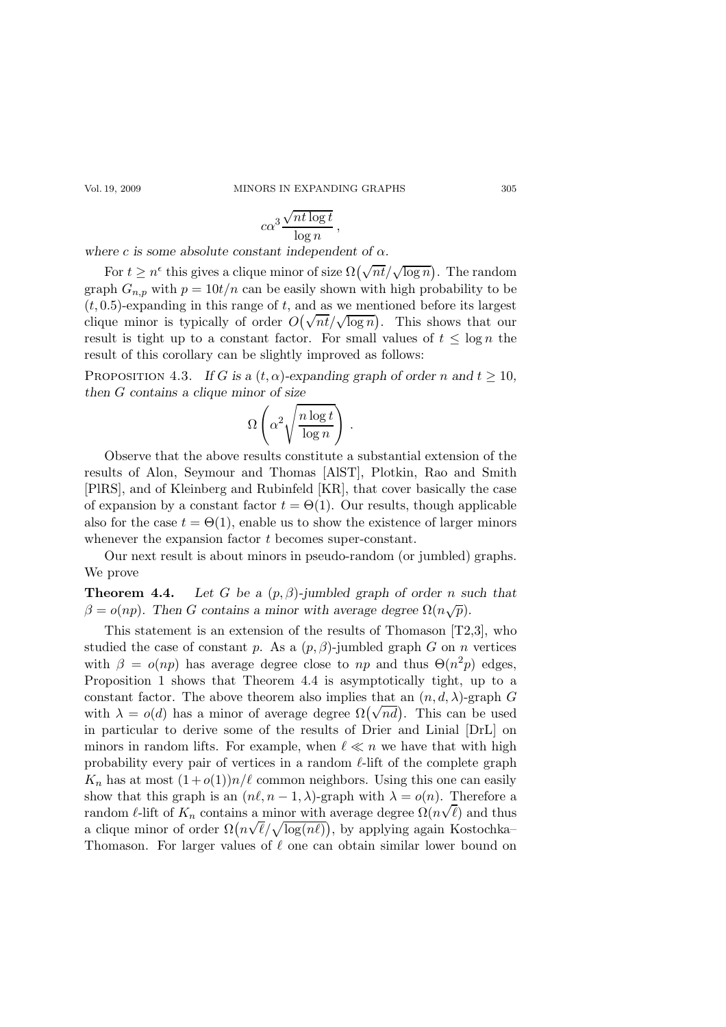$$c\alpha^3 \frac{\sqrt{nt \log t}}{\log n},$$

*where $c$ is some absolute constant independent of $\alpha$.*

For $t \geq n^{\epsilon}$ this gives a clique minor of size $\Omega\big(\sqrt{nt}/\sqrt{\log n}\big)$. The random graph $G_{n,p}$ with $p = 10t/n$ can be easily shown with high probability to be $(t, 0.5)$-expanding in this range of $t$, and as we mentioned before its largest clique minor is typically of order $O\big(\sqrt{nt}/\sqrt{\log n}\big)$. This shows that our result is tight up to a constant factor. For small values of $t \leq \log n$ the result of this corollary can be slightly improved as follows:

Proposition 4.3. *If $G$ is a $(t, \alpha)$-expanding graph of order $n$ and $t \geq 10$, then $G$ contains a clique minor of size*

$$\Omega\left(\alpha^2 \sqrt{\frac{n \log t}{\log n}}\right).$$

Observe that the above results constitute a substantial extension of the results of Alon, Seymour and Thomas [AlST], Plotkin, Rao and Smith [PlRS], and of Kleinberg and Rubinfeld [KR], that cover basically the case of expansion by a constant factor $t = \Theta(1)$. Our results, though applicable also for the case $t = \Theta(1)$, enable us to show the existence of larger minors whenever the expansion factor $t$ becomes super-constant.

Our next result is about minors in pseudo-random (or jumbled) graphs. We prove

**Theorem 4.4.** *Let $G$ be a $(p, \beta)$-jumbled graph of order $n$ such that $\beta = o(np)$. Then $G$ contains a minor with average degree $\Omega(n\sqrt{p})$.*

This statement is an extension of the results of Thomason [T2,3], who studied the case of constant $p$. As a $(p, \beta)$-jumbled graph $G$ on $n$ vertices with $\beta = o(np)$ has average degree close to $np$ and thus $\Theta(n^2 p)$ edges, Proposition 1 shows that Theorem 4.4 is asymptotically tight, up to a constant factor. The above theorem also implies that an $(n, d, \lambda)$-graph $G$ with $\lambda = o(d)$ has a minor of average degree $\Omega\big(\sqrt{nd}\big)$. This can be used in particular to derive some of the results of Drier and Linial [DrL] on minors in random lifts. For example, when $\ell \ll n$ we have that with high probability every pair of vertices in a random $\ell$-lift of the complete graph $K_n$ has at most $(1 + o(1))n/\ell$ common neighbors. Using this one can easily show that this graph is an $(n\ell, n-1, \lambda)$-graph with $\lambda = o(n)$. Therefore a random $\ell$-lift of $K_n$ contains a minor with average degree $\Omega(n\sqrt{\ell})$ and thus a clique minor of order $\Omega\big(n\sqrt{\ell}/\sqrt{\log(n\ell)}\big)$, by applying again Kostochka–Thomason. For larger values of $\ell$ one can obtain similar lower bound on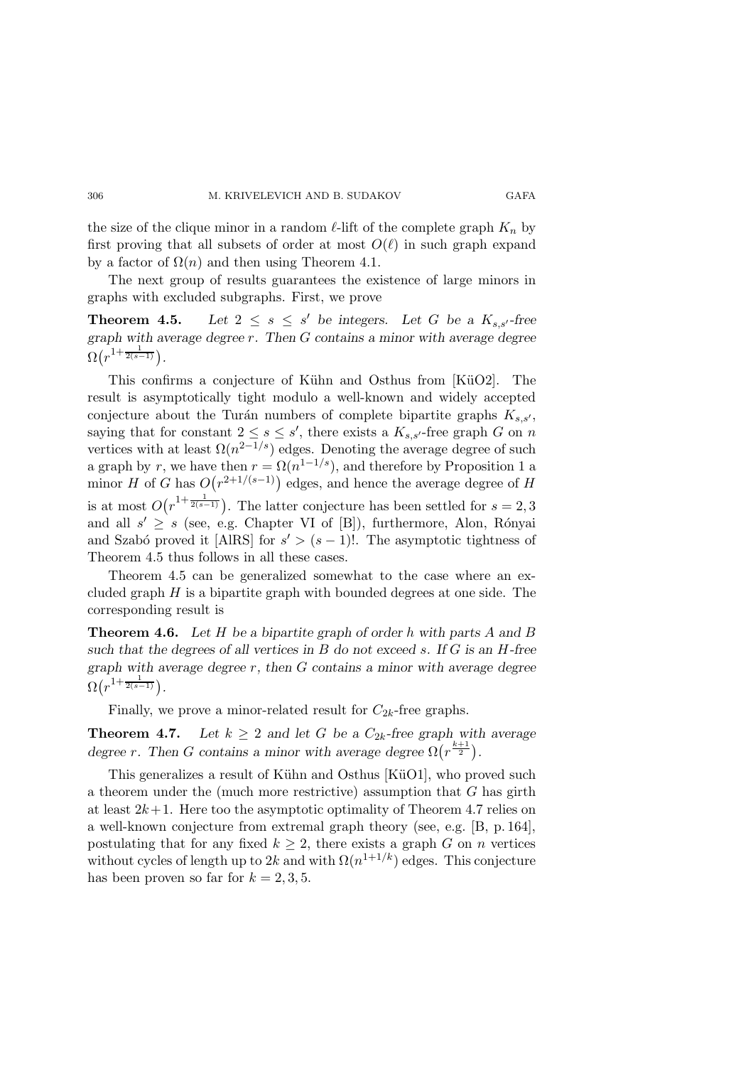the size of the clique minor in a random $\ell$-lift of the complete graph $K_n$ by first proving that all subsets of order at most $O(\ell)$ in such graph expand by a factor of $\Omega(n)$ and then using Theorem 4.1.

The next group of results guarantees the existence of large minors in graphs with excluded subgraphs. First, we prove

**Theorem 4.5.** *Let $2 \leq s \leq s'$ be integers. Let $G$ be a $K_{s,s'}$-free graph with average degree $r$. Then $G$ contains a minor with average degree $\Omega\big(r^{1+\frac{1}{2(s-1)}}\big)$.*

This confirms a conjecture of Kühn and Osthus from [KüO2]. The result is asymptotically tight modulo a well-known and widely accepted conjecture about the Turán numbers of complete bipartite graphs $K_{s,s'}$, saying that for constant $2 \leq s \leq s'$, there exists a $K_{s,s'}$-free graph $G$ on $n$ vertices with at least $\Omega(n^{2-1/s})$ edges. Denoting the average degree of such a graph by $r$, we have then $r = \Omega(n^{1-1/s})$, and therefore by Proposition 1 a minor $H$ of $G$ has $O\big(r^{2+1/(s-1)}\big)$ edges, and hence the average degree of $H$ is at most $O\big(r^{1+\frac{1}{2(s-1)}}\big)$. The latter conjecture has been settled for $s = 2, 3$ and all $s' \geq s$ (see, e.g. Chapter VI of [B]), furthermore, Alon, Rónyai and Szabó proved it [AlRS] for $s' > (s-1)!$. The asymptotic tightness of Theorem 4.5 thus follows in all these cases.

Theorem 4.5 can be generalized somewhat to the case where an excluded graph $H$ is a bipartite graph with bounded degrees at one side. The corresponding result is

**Theorem 4.6.** *Let $H$ be a bipartite graph of order $h$ with parts $A$ and $B$ such that the degrees of all vertices in $B$ do not exceed $s$. If $G$ is an $H$-free graph with average degree $r$, then $G$ contains a minor with average degree $\Omega\big(r^{1+\frac{1}{2(s-1)}}\big)$.*

Finally, we prove a minor-related result for $C_{2k}$-free graphs.

**Theorem 4.7.** *Let $k \geq 2$ and let $G$ be a $C_{2k}$-free graph with average degree $r$. Then $G$ contains a minor with average degree $\Omega\big(r^{\frac{k+1}{2}}\big)$.*

This generalizes a result of Kühn and Osthus [KüO1], who proved such a theorem under the (much more restrictive) assumption that $G$ has girth at least $2k+1$. Here too the asymptotic optimality of Theorem 4.7 relies on a well-known conjecture from extremal graph theory (see, e.g. [B, p. 164], postulating that for any fixed $k \geq 2$, there exists a graph $G$ on $n$ vertices without cycles of length up to $2k$ and with $\Omega(n^{1+1/k})$ edges. This conjecture has been proven so far for $k = 2, 3, 5$.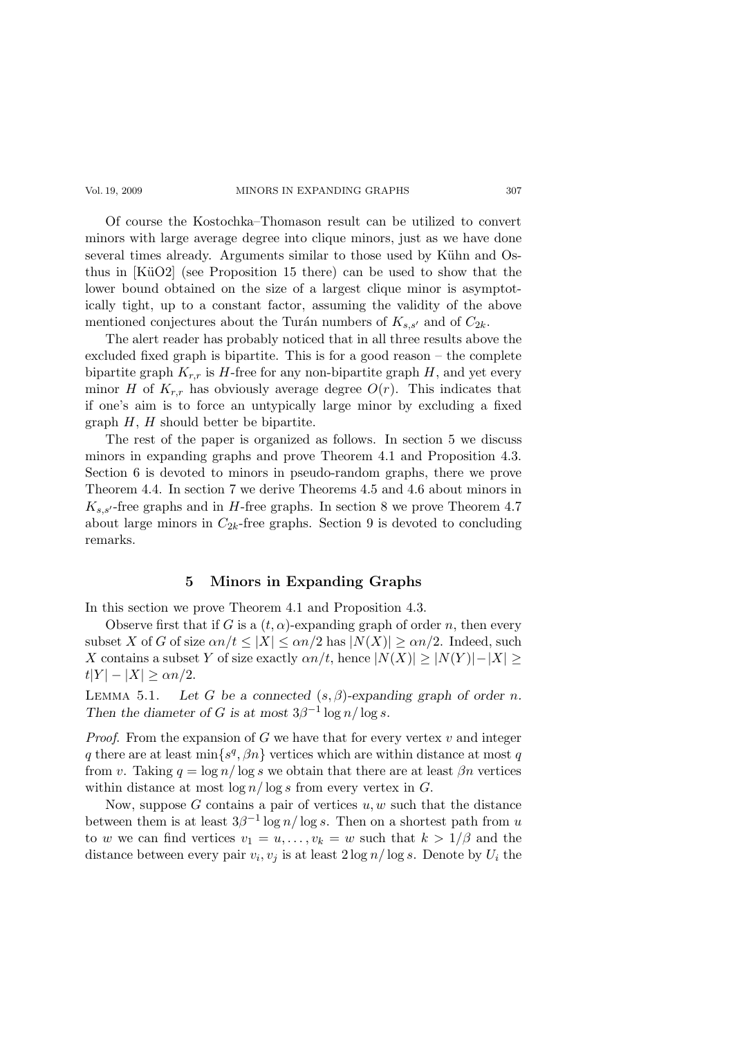Of course the Kostochka–Thomason result can be utilized to convert minors with large average degree into clique minors, just as we have done several times already. Arguments similar to those used by Kühn and Osthus in [KüO2] (see Proposition 15 there) can be used to show that the lower bound obtained on the size of a largest clique minor is asymptotically tight, up to a constant factor, assuming the validity of the above mentioned conjectures about the Turán numbers of $K_{s,s'}$ and of $C_{2k}$.

The alert reader has probably noticed that in all three results above the excluded fixed graph is bipartite. This is for a good reason – the complete bipartite graph $K_{r,r}$ is $H$-free for any non-bipartite graph $H$, and yet every minor $H$ of $K_{r,r}$ has obviously average degree $O(r)$. This indicates that if one's aim is to force an untypically large minor by excluding a fixed graph $H$, $H$ should better be bipartite.

The rest of the paper is organized as follows. In section 5 we discuss minors in expanding graphs and prove Theorem 4.1 and Proposition 4.3. Section 6 is devoted to minors in pseudo-random graphs, there we prove Theorem 4.4. In section 7 we derive Theorems 4.5 and 4.6 about minors in $K_{s,s'}$-free graphs and in $H$-free graphs. In section 8 we prove Theorem 4.7 about large minors in $C_{2k}$-free graphs. Section 9 is devoted to concluding remarks.

## 5 Minors in Expanding Graphs

In this section we prove Theorem 4.1 and Proposition 4.3.

Observe first that if $G$ is a $(t, \alpha)$-expanding graph of order $n$, then every subset $X$ of $G$ of size $\alpha n/t \leq |X| \leq \alpha n/2$ has $|N(X)| \geq \alpha n/2$. Indeed, such $X$ contains a subset $Y$ of size exactly $\alpha n/t$, hence $|N(X)| \geq |N(Y)| - |X| \geq t|Y| - |X| \geq \alpha n/2$.

LEMMA 5.1. *Let $G$ be a connected $(s, \beta)$-expanding graph of order $n$. Then the diameter of $G$ is at most $3\beta^{-1} \log n/ \log s$.*

*Proof.* From the expansion of $G$ we have that for every vertex $v$ and integer $q$ there are at least $\min\{s^q, \beta n\}$ vertices which are within distance at most $q$ from $v$. Taking $q = \log n/ \log s$ we obtain that there are at least $\beta n$ vertices within distance at most $\log n/ \log s$ from every vertex in $G$.

Now, suppose $G$ contains a pair of vertices $u, w$ such that the distance between them is at least $3\beta^{-1} \log n/ \log s$. Then on a shortest path from $u$ to $w$ we can find vertices $v_1 = u, \ldots, v_k = w$ such that $k > 1/\beta$ and the distance between every pair $v_i, v_j$ is at least $2 \log n/ \log s$. Denote by $U_i$ the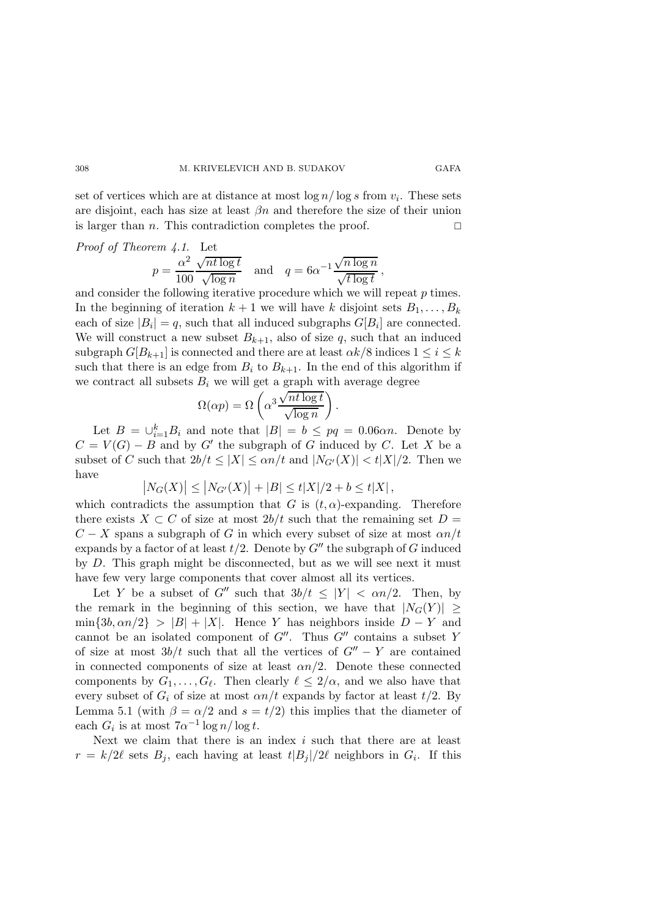set of vertices which are at distance at most $\log n/\log s$ from $v_i$. These sets are disjoint, each has size at least $\beta n$ and therefore the size of their union is larger than $n$. This contradiction completes the proof. $\square$

*Proof of Theorem 4.1.* Let

$$p = \frac{\alpha^2}{100}\frac{\sqrt{nt\log t}}{\sqrt{\log n}} \quad \text{and} \quad q = 6\alpha^{-1}\frac{\sqrt{n\log n}}{\sqrt{t\log t}}\,,$$

and consider the following iterative procedure which we will repeat $p$ times. In the beginning of iteration $k+1$ we will have $k$ disjoint sets $B_1, \dots, B_k$ each of size $|B_i| = q$, such that all induced subgraphs $G[B_i]$ are connected. We will construct a new subset $B_{k+1}$, also of size $q$, such that an induced subgraph $G[B_{k+1}]$ is connected and there are at least $\alpha k/8$ indices $1 \le i \le k$ such that there is an edge from $B_i$ to $B_{k+1}$. In the end of this algorithm if we contract all subsets $B_i$ we will get a graph with average degree

$$\Omega(\alpha p) = \Omega\left(\alpha^3\frac{\sqrt{nt\log t}}{\sqrt{\log n}}\right).$$

Let $B = \cup_{i=1}^k B_i$ and note that $|B| = b \le pq = 0.06\alpha n$. Denote by $C = V(G) - B$ and by $G'$ the subgraph of $G$ induced by $C$. Let $X$ be a subset of $C$ such that $2b/t \le |X| \le \alpha n/t$ and $|N_{G'}(X)| < t|X|/2$. Then we have

$$\left|N_G(X)\right| \le \left|N_{G'}(X)\right| + |B| \le t|X|/2 + b \le t|X|\,,$$

which contradicts the assumption that $G$ is $(t,\alpha)$-expanding. Therefore there exists $X \subset C$ of size at most $2b/t$ such that the remaining set $D = C - X$ spans a subgraph of $G$ in which every subset of size at most $\alpha n/t$ expands by a factor of at least $t/2$. Denote by $G''$ the subgraph of $G$ induced by $D$. This graph might be disconnected, but as we will see next it must have few very large components that cover almost all its vertices.

Let $Y$ be a subset of $G''$ such that $3b/t \le |Y| < \alpha n/2$. Then, by the remark in the beginning of this section, we have that $|N_G(Y)| \ge \min\{3b, \alpha n/2\} > |B| + |X|$. Hence $Y$ has neighbors inside $D - Y$ and cannot be an isolated component of $G''$. Thus $G''$ contains a subset $Y$ of size at most $3b/t$ such that all the vertices of $G'' - Y$ are contained in connected components of size at least $\alpha n/2$. Denote these connected components by $G_1, \dots, G_\ell$. Then clearly $\ell \le 2/\alpha$, and we also have that every subset of $G_i$ of size at most $\alpha n/t$ expands by factor at least $t/2$. By Lemma 5.1 (with $\beta = \alpha/2$ and $s = t/2$) this implies that the diameter of each $G_i$ is at most $7\alpha^{-1}\log n/\log t$.

Next we claim that there is an index $i$ such that there are at least $r = k/2\ell$ sets $B_j$, each having at least $t|B_j|/2\ell$ neighbors in $G_i$. If this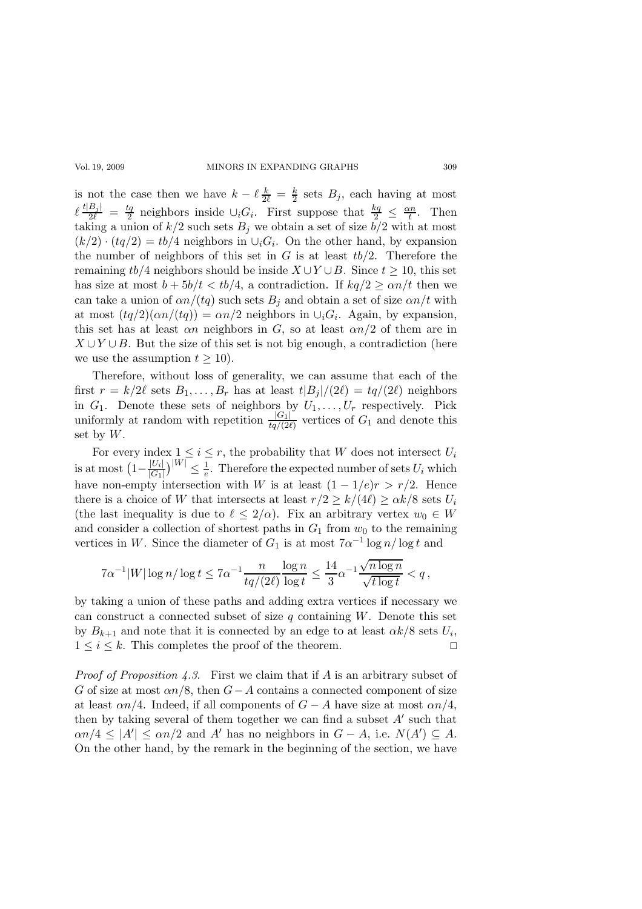is not the case then we have $k - \ell \frac{k}{2\ell} = \frac{k}{2}$ sets $B_j$, each having at most $\ell \frac{t|B_j|}{2\ell} = \frac{tq}{2}$ neighbors inside $\cup_i G_i$. First suppose that $\frac{kq}{2} \le \frac{\alpha n}{t}$. Then taking a union of $k/2$ such sets $B_j$ we obtain a set of size $b/2$ with at most $(k/2) \cdot (tq/2) = tb/4$ neighbors in $\cup_i G_i$. On the other hand, by expansion the number of neighbors of this set in $G$ is at least $tb/2$. Therefore the remaining $tb/4$ neighbors should be inside $X \cup Y \cup B$. Since $t \ge 10$, this set has size at most $b + 5b/t < tb/4$, a contradiction. If $kq/2 \ge \alpha n/t$ then we can take a union of $\alpha n/(tq)$ such sets $B_j$ and obtain a set of size $\alpha n/t$ with at most $(tq/2)(\alpha n/(tq)) = \alpha n/2$ neighbors in $\cup_i G_i$. Again, by expansion, this set has at least $\alpha n$ neighbors in $G$, so at least $\alpha n/2$ of them are in $X \cup Y \cup B$. But the size of this set is not big enough, a contradiction (here we use the assumption $t \ge 10$).

Therefore, without loss of generality, we can assume that each of the first $r = k/2\ell$ sets $B_1, \dots, B_r$ has at least $t|B_j|/(2\ell) = tq/(2\ell)$ neighbors in $G_1$. Denote these sets of neighbors by $U_1, \dots, U_r$ respectively. Pick uniformly at random with repetition $\frac{|G_1|}{tq/(2\ell)}$ vertices of $G_1$ and denote this set by $W$.

For every index $1 \le i \le r$, the probability that $W$ does not intersect $U_i$ is at most $\left(1 - \frac{|U_i|}{|G_1|}\right)^{|W|} \le \frac{1}{e}$. Therefore the expected number of sets $U_i$ which have non-empty intersection with $W$ is at least $(1 - 1/e)r > r/2$. Hence there is a choice of $W$ that intersects at least $r/2 \ge k/(4\ell) \ge \alpha k/8$ sets $U_i$ (the last inequality is due to $\ell \le 2/\alpha$). Fix an arbitrary vertex $w_0 \in W$ and consider a collection of shortest paths in $G_1$ from $w_0$ to the remaining vertices in $W$. Since the diameter of $G_1$ is at most $7\alpha^{-1} \log n / \log t$ and

$$7\alpha^{-1}|W| \log n / \log t \le 7\alpha^{-1} \frac{n}{tq/(2\ell)} \frac{\log n}{\log t} \le \frac{14}{3} \alpha^{-1} \frac{\sqrt{n \log n}}{\sqrt{t \log t}} < q\,,$$

by taking a union of these paths and adding extra vertices if necessary we can construct a connected subset of size $q$ containing $W$. Denote this set by $B_{k+1}$ and note that it is connected by an edge to at least $\alpha k/8$ sets $U_i$, $1 \le i \le k$. This completes the proof of the theorem. $\square$

*Proof of Proposition 4.3.* First we claim that if $A$ is an arbitrary subset of $G$ of size at most $\alpha n/8$, then $G - A$ contains a connected component of size at least $\alpha n/4$. Indeed, if all components of $G - A$ have size at most $\alpha n/4$, then by taking several of them together we can find a subset $A'$ such that $\alpha n/4 \le |A'| \le \alpha n/2$ and $A'$ has no neighbors in $G - A$, i.e. $N(A') \subseteq A$. On the other hand, by the remark in the beginning of the section, we have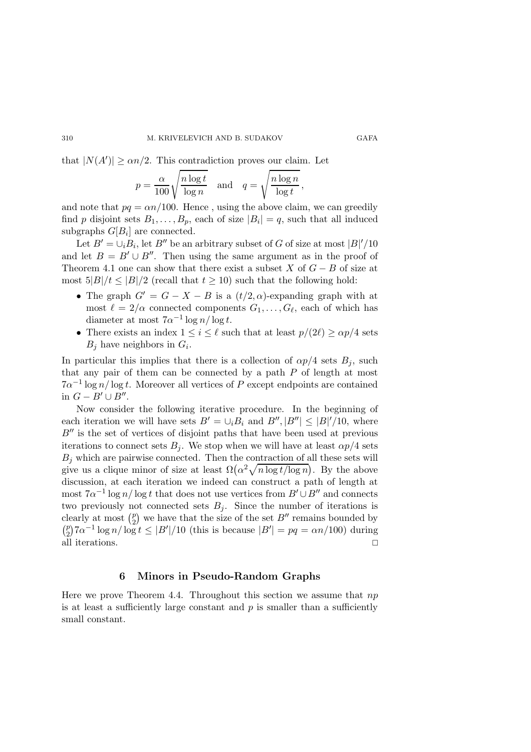that $|N(A')| \geq \alpha n/2$. This contradiction proves our claim. Let

$$p = \frac{\alpha}{100}\sqrt{\frac{n \log t}{\log n}} \quad \text{and} \quad q = \sqrt{\frac{n \log n}{\log t}}\,,$$

and note that $pq = \alpha n/100$. Hence , using the above claim, we can greedily find $p$ disjoint sets $B_1, \ldots, B_p$, each of size $|B_i| = q$, such that all induced subgraphs $G[B_i]$ are connected.

Let $B' = \cup_i B_i$, let $B''$ be an arbitrary subset of $G$ of size at most $|B|'/10$ and let $B = B' \cup B''$. Then using the same argument as in the proof of Theorem 4.1 one can show that there exist a subset $X$ of $G - B$ of size at most $5|B|/t \leq |B|/2$ (recall that $t \geq 10$) such that the following hold:

- The graph $G' = G - X - B$ is a $(t/2, \alpha)$-expanding graph with at most $\ell = 2/\alpha$ connected components $G_1, \ldots, G_\ell$, each of which has diameter at most $7\alpha^{-1} \log n / \log t$.
- There exists an index $1 \leq i \leq \ell$ such that at least $p/(2\ell) \geq \alpha p/4$ sets $B_j$ have neighbors in $G_i$.

In particular this implies that there is a collection of $\alpha p/4$ sets $B_j$, such that any pair of them can be connected by a path $P$ of length at most $7\alpha^{-1} \log n / \log t$. Moreover all vertices of $P$ except endpoints are contained in $G - B' \cup B''$.

Now consider the following iterative procedure. In the beginning of each iteration we will have sets $B' = \cup_i B_i$ and $B'', |B''| \leq |B|'/10$, where $B''$ is the set of vertices of disjoint paths that have been used at previous iterations to connect sets $B_j$. We stop when we will have at least $\alpha p/4$ sets $B_j$ which are pairwise connected. Then the contraction of all these sets will give us a clique minor of size at least $\Omega\big(\alpha^2 \sqrt{n \log t / \log n}\big)$. By the above discussion, at each iteration we indeed can construct a path of length at most $7\alpha^{-1} \log n / \log t$ that does not use vertices from $B' \cup B''$ and connects two previously not connected sets $B_j$. Since the number of iterations is clearly at most $\binom{p}{2}$ we have that the size of the set $B''$ remains bounded by $\binom{p}{2} 7\alpha^{-1} \log n / \log t \leq |B'|/10$ (this is because $|B'| = pq = \alpha n/100$) during all iterations. $\square$

## 6 Minors in Pseudo-Random Graphs

Here we prove Theorem 4.4. Throughout this section we assume that $np$ is at least a sufficiently large constant and $p$ is smaller than a sufficiently small constant.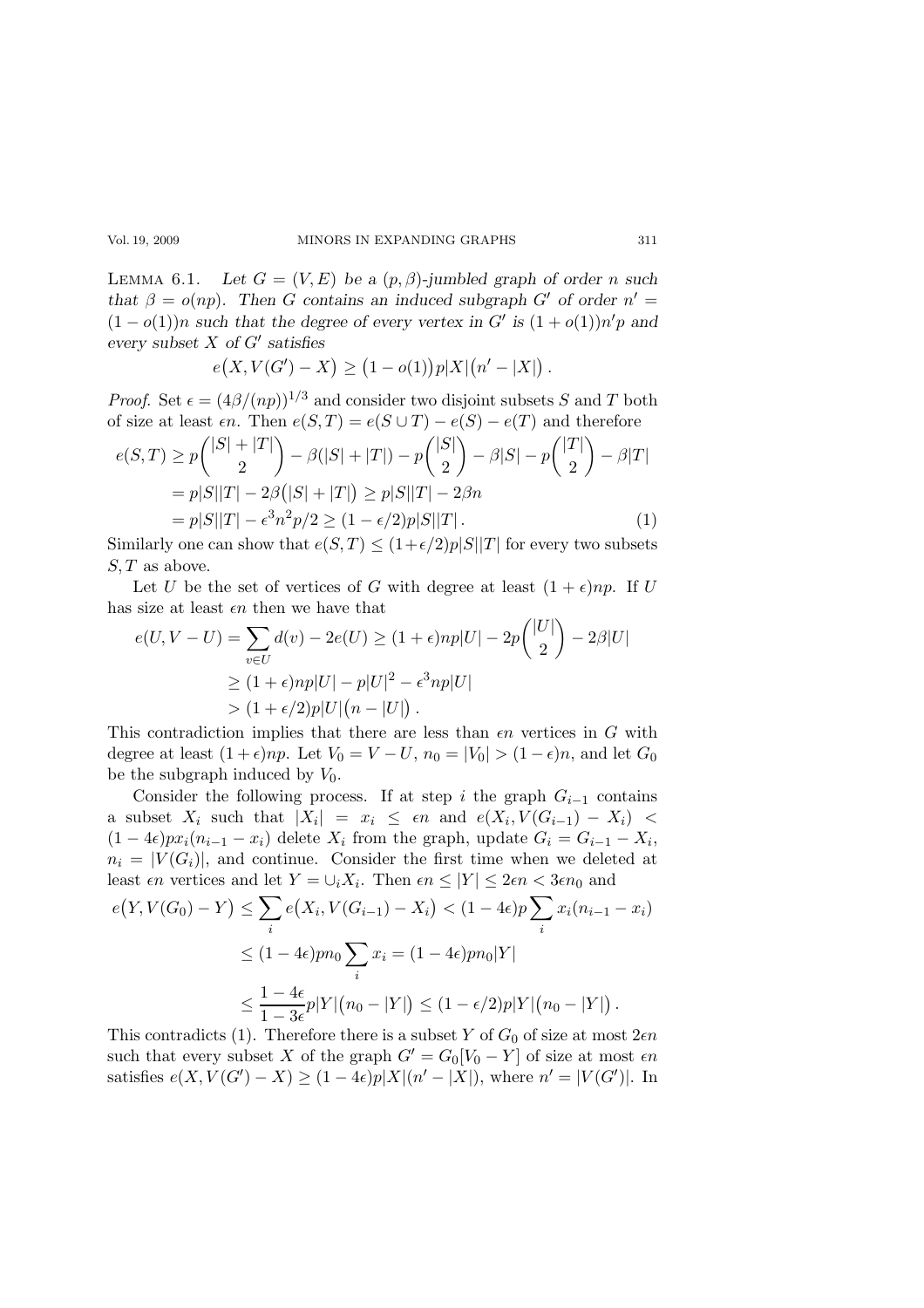**Lemma 6.1.** *Let $G = (V, E)$ be a $(p, \beta)$-jumbled graph of order $n$ such that $\beta = o(np)$. Then $G$ contains an induced subgraph $G'$ of order $n' = (1 - o(1))n$ such that the degree of every vertex in $G'$ is $(1 + o(1))n'p$ and every subset $X$ of $G'$ satisfies*

$$e\big(X, V(G') - X\big) \geq \big(1 - o(1)\big)p|X|\big(n' - |X|\big)\,.$$

*Proof.* Set $\epsilon = (4\beta/(np))^{1/3}$ and consider two disjoint subsets $S$ and $T$ both of size at least $\epsilon n$. Then $e(S, T) = e(S \cup T) - e(S) - e(T)$ and therefore

$$\begin{aligned}
e(S,T) &\geq p\binom{|S| + |T|}{2} - \beta(|S| + |T|) - p\binom{|S|}{2} - \beta|S| - p\binom{|T|}{2} - \beta|T| \\
&= p|S||T| - 2\beta\big(|S| + |T|\big) \geq p|S||T| - 2\beta n \\
&= p|S||T| - \epsilon^3 n^2 p/2 \geq (1 - \epsilon/2)p|S||T|\,. \qquad (1)
\end{aligned}$$

Similarly one can show that $e(S, T) \leq (1+\epsilon/2)p|S||T|$ for every two subsets $S, T$ as above.

Let $U$ be the set of vertices of $G$ with degree at least $(1 + \epsilon)np$. If $U$ has size at least $\epsilon n$ then we have that

$$\begin{aligned}
e(U, V - U) &= \sum_{v \in U} d(v) - 2e(U) \geq (1 + \epsilon)np|U| - 2p\binom{|U|}{2} - 2\beta|U| \\
&\geq (1 + \epsilon)np|U| - p|U|^2 - \epsilon^3 np|U| \\
&> (1 + \epsilon/2)p|U|\big(n - |U|\big)\,.
\end{aligned}$$

This contradiction implies that there are less than $\epsilon n$ vertices in $G$ with degree at least $(1 + \epsilon)np$. Let $V_0 = V - U$, $n_0 = |V_0| > (1 - \epsilon)n$, and let $G_0$ be the subgraph induced by $V_0$.

Consider the following process. If at step $i$ the graph $G_{i-1}$ contains a subset $X_i$ such that $|X_i| = x_i \leq \epsilon n$ and $e(X_i, V(G_{i-1}) - X_i) < (1 - 4\epsilon)px_i(n_{i-1} - x_i)$ delete $X_i$ from the graph, update $G_i = G_{i-1} - X_i$, $n_i = |V(G_i)|$, and continue. Consider the first time when we deleted at least $\epsilon n$ vertices and let $Y = \cup_i X_i$. Then $\epsilon n \leq |Y| \leq 2\epsilon n < 3\epsilon n_0$ and

$$\begin{aligned}
e\big(Y, V(G_0) - Y\big) &\leq \sum_i e\big(X_i, V(G_{i-1}) - X_i\big) < (1 - 4\epsilon)p\sum_i x_i(n_{i-1} - x_i) \\
&\leq (1 - 4\epsilon)pn_0 \sum_i x_i = (1 - 4\epsilon)pn_0|Y| \\
&\leq \frac{1 - 4\epsilon}{1 - 3\epsilon}p|Y|\big(n_0 - |Y|\big) \leq (1 - \epsilon/2)p|Y|\big(n_0 - |Y|\big)\,.
\end{aligned}$$

This contradicts (1). Therefore there is a subset $Y$ of $G_0$ of size at most $2\epsilon n$ such that every subset $X$ of the graph $G' = G_0[V_0 - Y]$ of size at most $\epsilon n$ satisfies $e(X, V(G') - X) \geq (1 - 4\epsilon)p|X|(n' - |X|)$, where $n' = |V(G')|$. In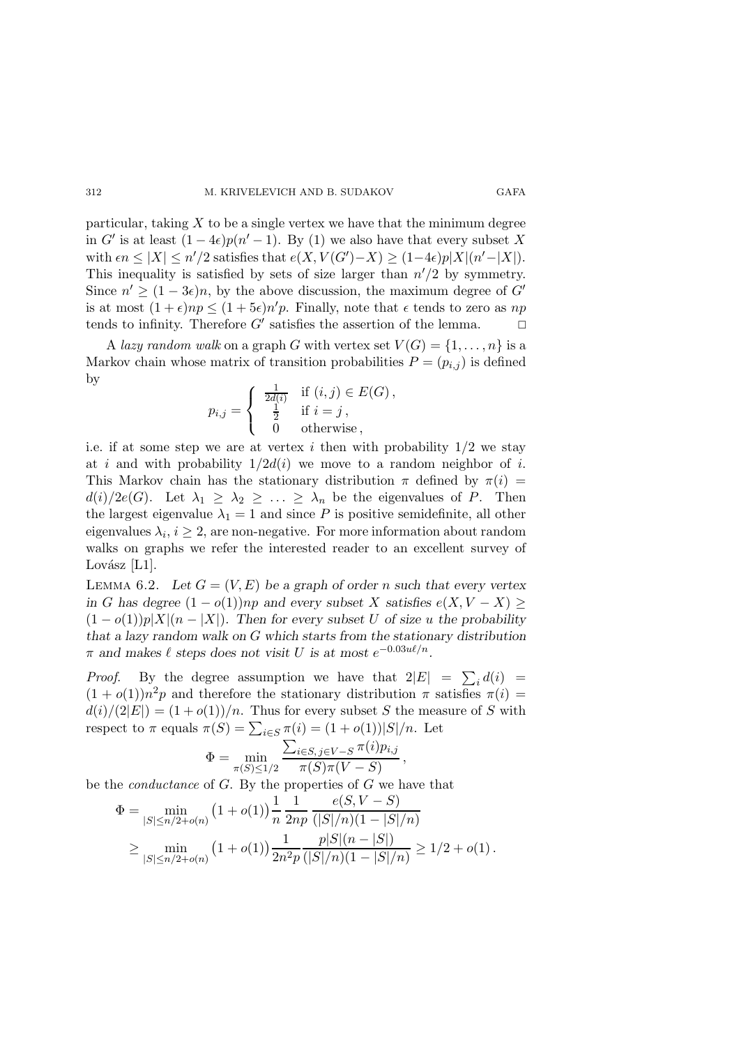particular, taking $X$ to be a single vertex we have that the minimum degree in $G'$ is at least $(1-4\epsilon)p(n'-1)$. By (1) we also have that every subset $X$ with $\epsilon n \le |X| \le n'/2$ satisfies that $e(X, V(G')-X) \ge (1-4\epsilon)p|X|(n'-|X|)$. This inequality is satisfied by sets of size larger than $n'/2$ by symmetry. Since $n' \ge (1-3\epsilon)n$, by the above discussion, the maximum degree of $G'$ is at most $(1+\epsilon)np \le (1+5\epsilon)n'p$. Finally, note that $\epsilon$ tends to zero as $np$ tends to infinity. Therefore $G'$ satisfies the assertion of the lemma. $\square$

A *lazy random walk* on a graph $G$ with vertex set $V(G) = \{1, \ldots, n\}$ is a Markov chain whose matrix of transition probabilities $P = (p_{i,j})$ is defined by

$$p_{i,j} = \begin{cases} \frac{1}{2d(i)} & \text{if } (i,j) \in E(G)\,, \\ \frac{1}{2} & \text{if } i = j\,, \\ 0 & \text{otherwise}\,, \end{cases}$$

i.e. if at some step we are at vertex $i$ then with probability $1/2$ we stay at $i$ and with probability $1/2d(i)$ we move to a random neighbor of $i$. This Markov chain has the stationary distribution $\pi$ defined by $\pi(i) = d(i)/2e(G)$. Let $\lambda_1 \ge \lambda_2 \ge \ldots \ge \lambda_n$ be the eigenvalues of $P$. Then the largest eigenvalue $\lambda_1 = 1$ and since $P$ is positive semidefinite, all other eigenvalues $\lambda_i$, $i \ge 2$, are non-negative. For more information about random walks on graphs we refer the interested reader to an excellent survey of Lovász [L1].

LEMMA 6.2. *Let $G = (V, E)$ be a graph of order $n$ such that every vertex in $G$ has degree $(1-o(1))np$ and every subset $X$ satisfies $e(X, V-X) \ge (1-o(1))p|X|(n-|X|)$. Then for every subset $U$ of size $u$ the probability that a lazy random walk on $G$ which starts from the stationary distribution $\pi$ and makes $\ell$ steps does not visit $U$ is at most $e^{-0.03u\ell/n}$.*

*Proof.* By the degree assumption we have that $2|E| = \sum_i d(i) = (1+o(1))n^2p$ and therefore the stationary distribution $\pi$ satisfies $\pi(i) = d(i)/(2|E|) = (1+o(1))/n$. Thus for every subset $S$ the measure of $S$ with respect to $\pi$ equals $\pi(S) = \sum_{i \in S} \pi(i) = (1+o(1))|S|/n$. Let

$$\Phi = \min_{\pi(S) \le 1/2} \frac{\sum_{i \in S,\, j \in V-S} \pi(i) p_{i,j}}{\pi(S)\pi(V-S)}\,,$$

be the *conductance* of $G$. By the properties of $G$ we have that

$$\begin{aligned}
\Phi &= \min_{|S| \le n/2+o(n)} \big(1+o(1)\big)\frac{1}{n}\,\frac{1}{2np}\,\frac{e(S, V-S)}{(|S|/n)(1-|S|/n)} \\
&\ge \min_{|S| \le n/2+o(n)} \big(1+o(1)\big)\frac{1}{2n^2p}\,\frac{p|S|(n-|S|)}{(|S|/n)(1-|S|/n)} \ge 1/2 + o(1)\,.
\end{aligned}$$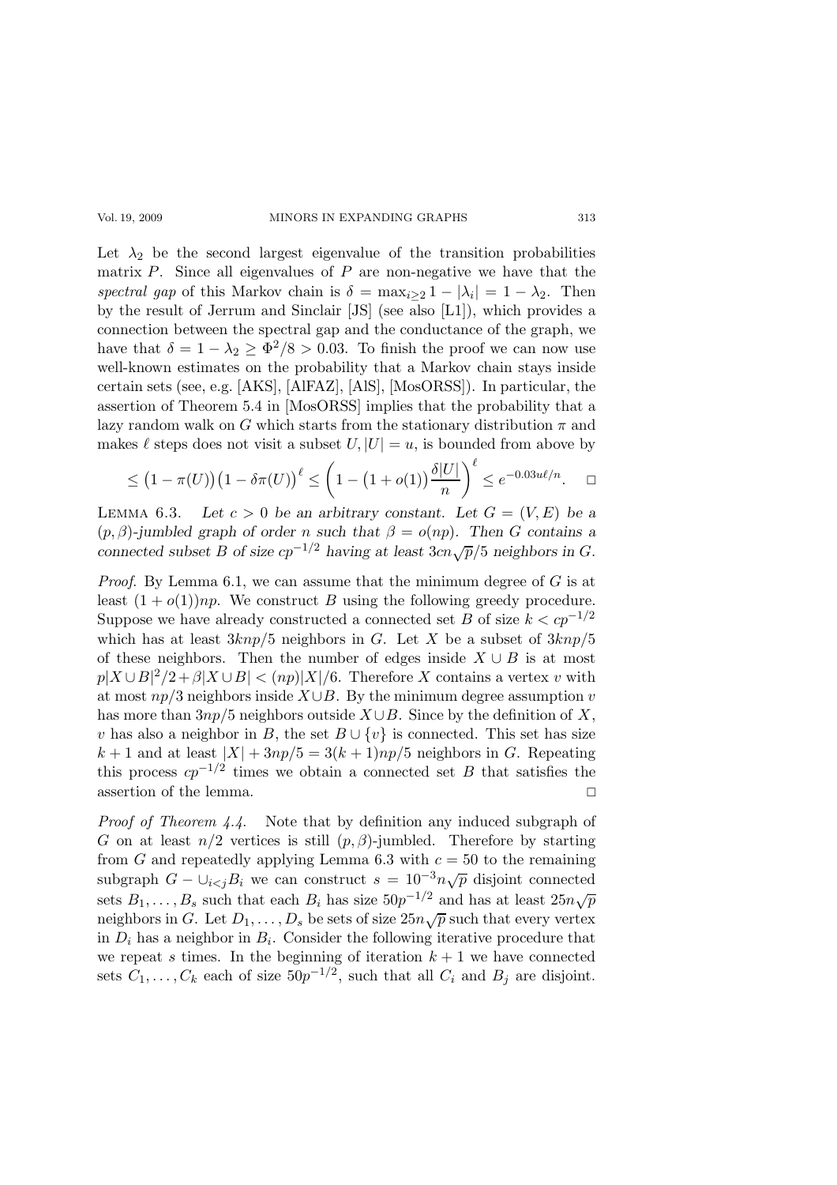Let $\lambda_2$ be the second largest eigenvalue of the transition probabilities matrix $P$. Since all eigenvalues of $P$ are non-negative we have that the *spectral gap* of this Markov chain is $\delta = \max_{i \geq 2} 1 - |\lambda_i| = 1 - \lambda_2$. Then by the result of Jerrum and Sinclair [JS] (see also [L1]), which provides a connection between the spectral gap and the conductance of the graph, we have that $\delta = 1 - \lambda_2 \geq \Phi^2/8 > 0.03$. To finish the proof we can now use well-known estimates on the probability that a Markov chain stays inside certain sets (see, e.g. [AKS], [AlFAZ], [AlS], [MosORSS]). In particular, the assertion of Theorem 5.4 in [MosORSS] implies that the probability that a lazy random walk on $G$ which starts from the stationary distribution $\pi$ and makes $\ell$ steps does not visit a subset $U, |U| = u$, is bounded from above by

$$\leq \big(1 - \pi(U)\big)\big(1 - \delta\pi(U)\big)^{\ell} \leq \left(1 - \big(1 + o(1)\big)\frac{\delta|U|}{n}\right)^{\ell} \leq e^{-0.03u\ell/n}. \quad \square$$

LEMMA 6.3. *Let $c > 0$ be an arbitrary constant. Let $G = (V, E)$ be a $(p, \beta)$-jumbled graph of order $n$ such that $\beta = o(np)$. Then $G$ contains a connected subset $B$ of size $cp^{-1/2}$ having at least $3cn\sqrt{p}/5$ neighbors in $G$.*

*Proof.* By Lemma 6.1, we can assume that the minimum degree of $G$ is at least $(1 + o(1))np$. We construct $B$ using the following greedy procedure. Suppose we have already constructed a connected set $B$ of size $k < cp^{-1/2}$ which has at least $3knp/5$ neighbors in $G$. Let $X$ be a subset of $3knp/5$ of these neighbors. Then the number of edges inside $X \cup B$ is at most $p|X \cup B|^2/2 + \beta|X \cup B| < (np)|X|/6$. Therefore $X$ contains a vertex $v$ with at most $np/3$ neighbors inside $X \cup B$. By the minimum degree assumption $v$ has more than $3np/5$ neighbors outside $X \cup B$. Since by the definition of $X$, $v$ has also a neighbor in $B$, the set $B \cup \{v\}$ is connected. This set has size $k + 1$ and at least $|X| + 3np/5 = 3(k + 1)np/5$ neighbors in $G$. Repeating this process $cp^{-1/2}$ times we obtain a connected set $B$ that satisfies the assertion of the lemma. $\square$

*Proof of Theorem 4.4.* Note that by definition any induced subgraph of $G$ on at least $n/2$ vertices is still $(p, \beta)$-jumbled. Therefore by starting from $G$ and repeatedly applying Lemma 6.3 with $c = 50$ to the remaining subgraph $G - \cup_{i<j} B_i$ we can construct $s = 10^{-3}n\sqrt{p}$ disjoint connected sets $B_1, \ldots, B_s$ such that each $B_i$ has size $50p^{-1/2}$ and has at least $25n\sqrt{p}$ neighbors in $G$. Let $D_1, \ldots, D_s$ be sets of size $25n\sqrt{p}$ such that every vertex in $D_i$ has a neighbor in $B_i$. Consider the following iterative procedure that we repeat $s$ times. In the beginning of iteration $k + 1$ we have connected sets $C_1, \ldots, C_k$ each of size $50p^{-1/2}$, such that all $C_i$ and $B_j$ are disjoint.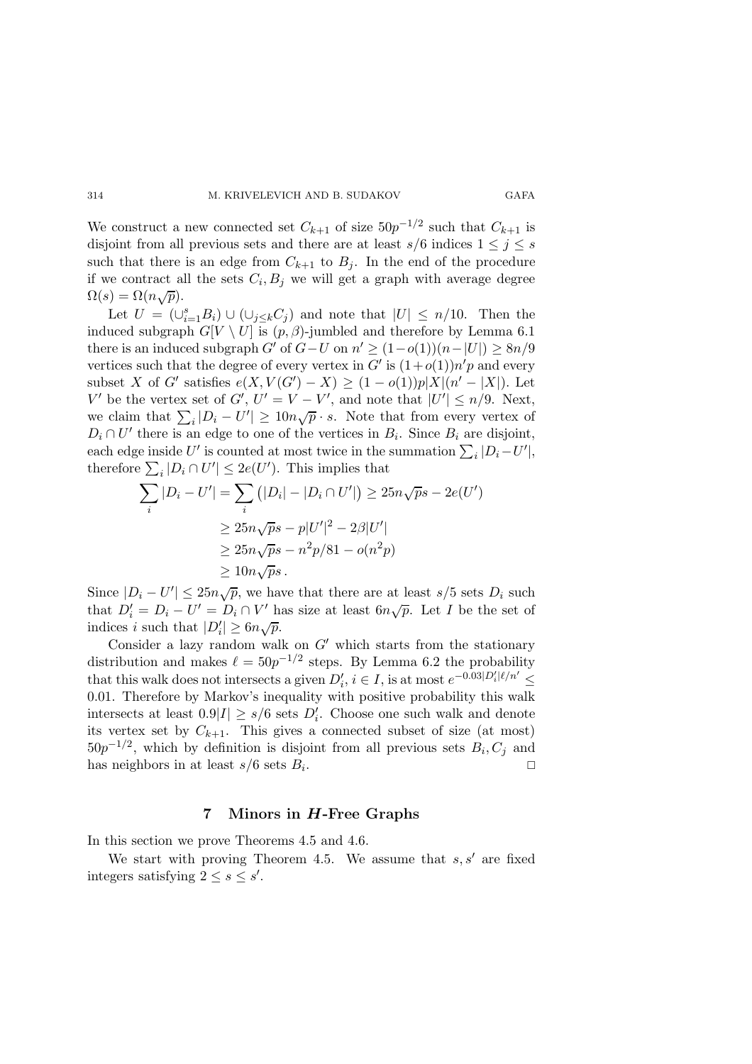We construct a new connected set $C_{k+1}$ of size $50p^{-1/2}$ such that $C_{k+1}$ is disjoint from all previous sets and there are at least $s/6$ indices $1 \le j \le s$ such that there is an edge from $C_{k+1}$ to $B_j$. In the end of the procedure if we contract all the sets $C_i, B_j$ we will get a graph with average degree $\Omega(s) = \Omega(n\sqrt{p})$.

Let $U = (\cup_{i=1}^{s} B_i) \cup (\cup_{j \le k} C_j)$ and note that $|U| \le n/10$. Then the induced subgraph $G[V \setminus U]$ is $(p, \beta)$-jumbled and therefore by Lemma 6.1 there is an induced subgraph $G'$ of $G - U$ on $n' \ge (1-o(1))(n-|U|) \ge 8n/9$ vertices such that the degree of every vertex in $G'$ is $(1+o(1))n'p$ and every subset $X$ of $G'$ satisfies $e(X, V(G') - X) \ge (1-o(1))p|X|(n'-|X|)$. Let $V'$ be the vertex set of $G'$, $U' = V - V'$, and note that $|U'| \le n/9$. Next, we claim that $\sum_i |D_i - U'| \ge 10n\sqrt{p} \cdot s$. Note that from every vertex of $D_i \cap U'$ there is an edge to one of the vertices in $B_i$. Since $B_i$ are disjoint, each edge inside $U'$ is counted at most twice in the summation $\sum_i |D_i - U'|$, therefore $\sum_i |D_i \cap U'| \le 2e(U')$. This implies that

$$
\begin{aligned}
\sum_i |D_i - U'| = \sum_i \big(|D_i| - |D_i \cap U'|\big) &\ge 25n\sqrt{p}s - 2e(U') \\
&\ge 25n\sqrt{p}s - p|U'|^2 - 2\beta|U'| \\
&\ge 25n\sqrt{p}s - n^2p/81 - o(n^2p) \\
&\ge 10n\sqrt{p}s\,.
\end{aligned}
$$

Since $|D_i - U'| \le 25n\sqrt{p}$, we have that there are at least $s/5$ sets $D_i$ such that $D'_i = D_i - U' = D_i \cap V'$ has size at least $6n\sqrt{p}$. Let $I$ be the set of indices $i$ such that $|D'_i| \ge 6n\sqrt{p}$.

Consider a lazy random walk on $G'$ which starts from the stationary distribution and makes $\ell = 50p^{-1/2}$ steps. By Lemma 6.2 the probability that this walk does not intersects a given $D'_i$, $i \in I$, is at most $e^{-0.03|D'_i|\ell/n'} \le 0.01$. Therefore by Markov's inequality with positive probability this walk intersects at least $0.9|I| \ge s/6$ sets $D'_i$. Choose one such walk and denote its vertex set by $C_{k+1}$. This gives a connected subset of size (at most) $50p^{-1/2}$, which by definition is disjoint from all previous sets $B_i, C_j$ and has neighbors in at least $s/6$ sets $B_i$. □

## 7 Minors in *H*-Free Graphs

In this section we prove Theorems 4.5 and 4.6.

We start with proving Theorem 4.5. We assume that $s, s'$ are fixed integers satisfying $2 \le s \le s'$.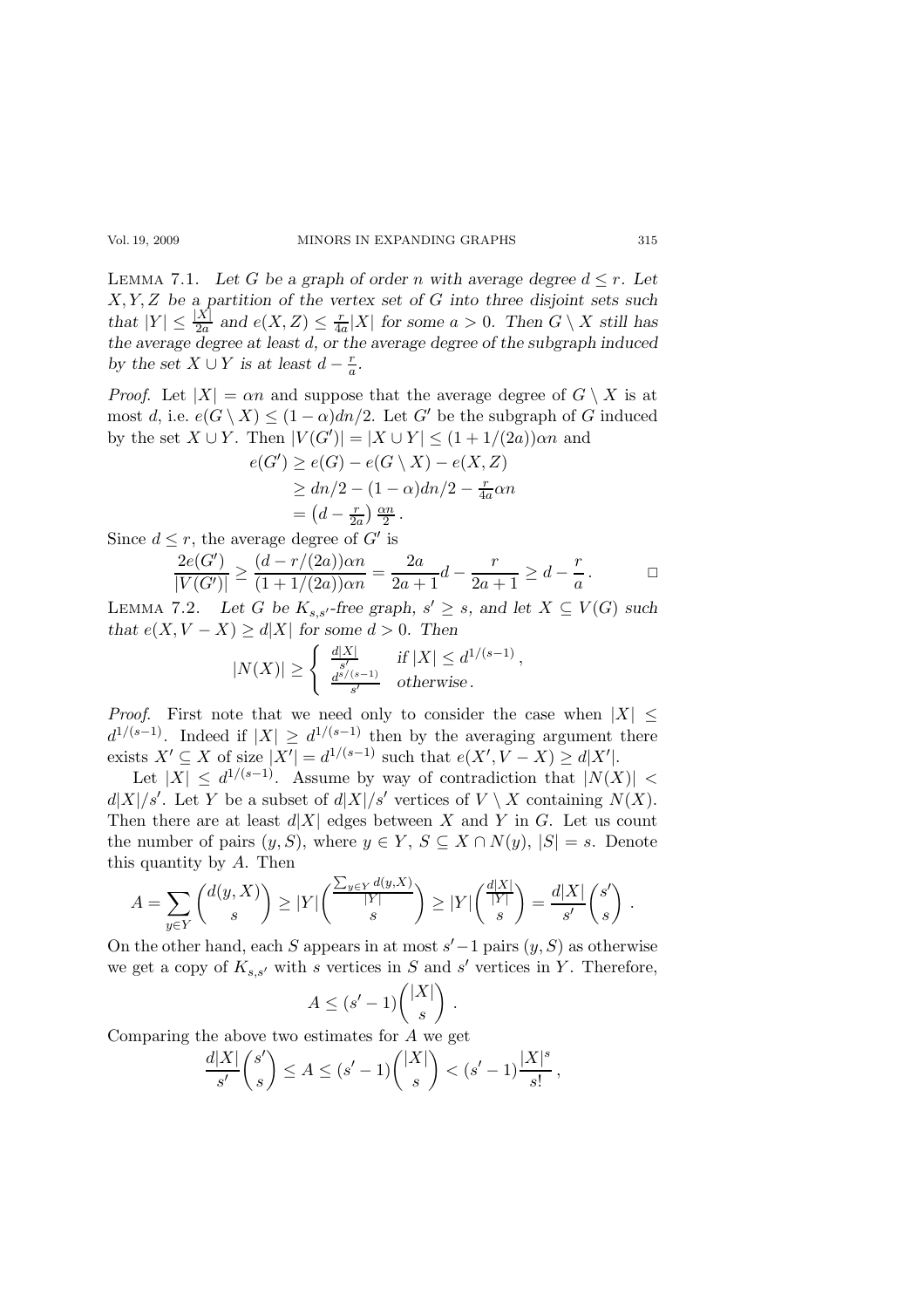Lemma 7.1. *Let $G$ be a graph of order $n$ with average degree $d \le r$. Let $X, Y, Z$ be a partition of the vertex set of $G$ into three disjoint sets such that $|Y| \le \frac{|X|}{2a}$ and $e(X, Z) \le \frac{r}{4a}|X|$ for some $a > 0$. Then $G \setminus X$ still has the average degree at least $d$, or the average degree of the subgraph induced by the set $X \cup Y$ is at least $d - \frac{r}{a}$.*

*Proof.* Let $|X| = \alpha n$ and suppose that the average degree of $G \setminus X$ is at most $d$, i.e. $e(G \setminus X) \le (1-\alpha)dn/2$. Let $G'$ be the subgraph of $G$ induced by the set $X \cup Y$. Then $|V(G')| = |X \cup Y| \le (1 + 1/(2a))\alpha n$ and

$$
\begin{aligned}
e(G') &\ge e(G) - e(G \setminus X) - e(X, Z) \\
&\ge dn/2 - (1-\alpha)dn/2 - \tfrac{r}{4a}\alpha n \\
&= \left(d - \tfrac{r}{2a}\right)\tfrac{\alpha n}{2}.
\end{aligned}
$$

Since $d \le r$, the average degree of $G'$ is

$$
\frac{2e(G')}{|V(G')|} \ge \frac{(d - r/(2a))\alpha n}{(1 + 1/(2a))\alpha n} = \frac{2a}{2a+1}d - \frac{r}{2a+1} \ge d - \frac{r}{a}. \qquad \square
$$

Lemma 7.2. *Let $G$ be $K_{s,s'}$-free graph, $s' \ge s$, and let $X \subseteq V(G)$ such that $e(X, V - X) \ge d|X|$ for some $d > 0$. Then*

$$
|N(X)| \ge \begin{cases} \frac{d|X|}{s'} & \text{if } |X| \le d^{1/(s-1)}, \\ \frac{d^{s/(s-1)}}{s'} & \text{otherwise}. \end{cases}
$$

*Proof.* First note that we need only to consider the case when $|X| \le d^{1/(s-1)}$. Indeed if $|X| \ge d^{1/(s-1)}$ then by the averaging argument there exists $X' \subseteq X$ of size $|X'| = d^{1/(s-1)}$ such that $e(X', V - X) \ge d|X'|$.

Let $|X| \le d^{1/(s-1)}$. Assume by way of contradiction that $|N(X)| < d|X|/s'$. Let $Y$ be a subset of $d|X|/s'$ vertices of $V \setminus X$ containing $N(X)$. Then there are at least $d|X|$ edges between $X$ and $Y$ in $G$. Let us count the number of pairs $(y, S)$, where $y \in Y$, $S \subseteq X \cap N(y)$, $|S| = s$. Denote this quantity by $A$. Then

$$
A = \sum_{y \in Y} \binom{d(y, X)}{s} \ge |Y| \binom{\frac{\sum_{y \in Y} d(y,X)}{|Y|}}{s} \ge |Y| \binom{\frac{d|X|}{|Y|}}{s} = \frac{d|X|}{s'} \binom{s'}{s}.
$$

On the other hand, each $S$ appears in at most $s'-1$ pairs $(y, S)$ as otherwise we get a copy of $K_{s,s'}$ with $s$ vertices in $S$ and $s'$ vertices in $Y$. Therefore,

$$
A \le (s'-1)\binom{|X|}{s}.
$$

Comparing the above two estimates for $A$ we get

$$
\frac{d|X|}{s'}\binom{s'}{s} \le A \le (s'-1)\binom{|X|}{s} < (s'-1)\frac{|X|^s}{s!},
$$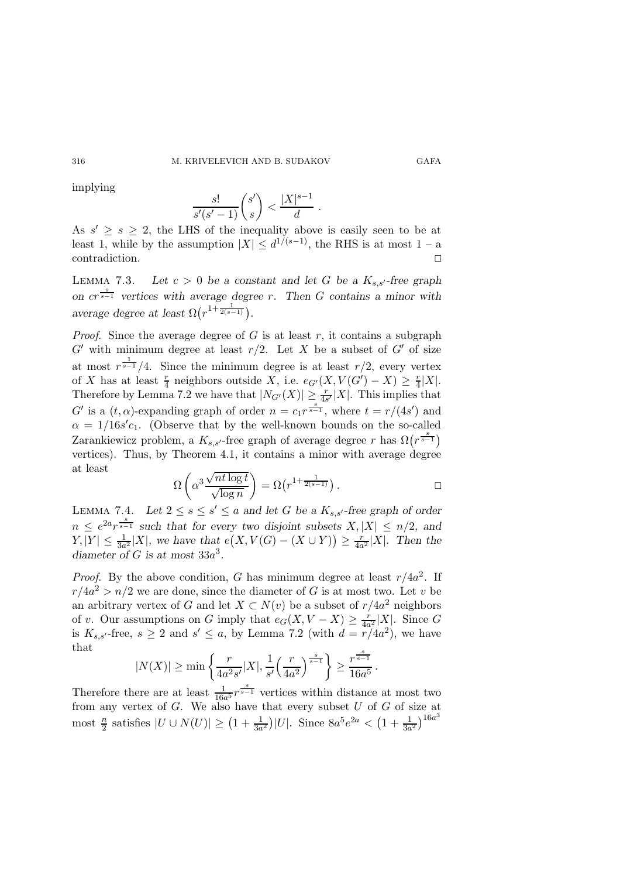implying

$$\frac{s!}{s'(s'-1)}\binom{s'}{s} < \frac{|X|^{s-1}}{d} .$$

As $s' \geq s \geq 2$, the LHS of the inequality above is easily seen to be at least 1, while by the assumption $|X| \leq d^{1/(s-1)}$, the RHS is at most 1 – a contradiction. □

**Lemma 7.3.** *Let $c > 0$ be a constant and let $G$ be a $K_{s,s'}$-free graph on $cr^{\frac{s}{s-1}}$ vertices with average degree $r$. Then $G$ contains a minor with average degree at least $\Omega\big(r^{1+\frac{1}{2(s-1)}}\big)$.*

*Proof.* Since the average degree of $G$ is at least $r$, it contains a subgraph $G'$ with minimum degree at least $r/2$. Let $X$ be a subset of $G'$ of size at most $r^{\frac{1}{s-1}}/4$. Since the minimum degree is at least $r/2$, every vertex of $X$ has at least $\frac{r}{4}$ neighbors outside $X$, i.e. $e_{G'}(X, V(G') - X) \geq \frac{r}{4}|X|$. Therefore by Lemma 7.2 we have that $|N_{G'}(X)| \geq \frac{r}{4s'}|X|$. This implies that $G'$ is a $(t, \alpha)$-expanding graph of order $n = c_1 r^{\frac{s}{s-1}}$, where $t = r/(4s')$ and $\alpha = 1/16s'c_1$. (Observe that by the well-known bounds on the so-called Zarankiewicz problem, a $K_{s,s'}$-free graph of average degree $r$ has $\Omega\big(r^{\frac{s}{s-1}}\big)$ vertices). Thus, by Theorem 4.1, it contains a minor with average degree at least

$$\Omega\left(\alpha^3 \frac{\sqrt{nt\log t}}{\sqrt{\log n}}\right) = \Omega\big(r^{1+\frac{1}{2(s-1)}}\big) . \qquad \square$$

**Lemma 7.4.** *Let $2 \leq s \leq s' \leq a$ and let $G$ be a $K_{s,s'}$-free graph of order $n \leq e^{2a} r^{\frac{s}{s-1}}$ such that for every two disjoint subsets $X, |X| \leq n/2$, and $Y, |Y| \leq \frac{1}{3a^2}|X|$, we have that $e\big(X, V(G) - (X \cup Y)\big) \geq \frac{r}{4a^2}|X|$. Then the diameter of $G$ is at most $33a^3$.*

*Proof.* By the above condition, $G$ has minimum degree at least $r/4a^2$. If $r/4a^2 > n/2$ we are done, since the diameter of $G$ is at most two. Let $v$ be an arbitrary vertex of $G$ and let $X \subset N(v)$ be a subset of $r/4a^2$ neighbors of $v$. Our assumptions on $G$ imply that $e_G(X, V - X) \geq \frac{r}{4a^2}|X|$. Since $G$ is $K_{s,s'}$-free, $s \geq 2$ and $s' \leq a$, by Lemma 7.2 (with $d = r/4a^2$), we have that

$$|N(X)| \geq \min\left\{\frac{r}{4a^2 s'}|X|, \frac{1}{s'}\Big(\frac{r}{4a^2}\Big)^{\frac{s}{s-1}}\right\} \geq \frac{r^{\frac{s}{s-1}}}{16a^5} .$$

Therefore there are at least $\frac{1}{16a^5} r^{\frac{s}{s-1}}$ vertices within distance at most two from any vertex of $G$. We also have that every subset $U$ of $G$ of size at most $\frac{n}{2}$ satisfies $|U \cup N(U)| \geq \big(1 + \frac{1}{3a^2}\big)|U|$. Since $8a^5 e^{2a} < \big(1 + \frac{1}{3a^2}\big)^{16a^3}$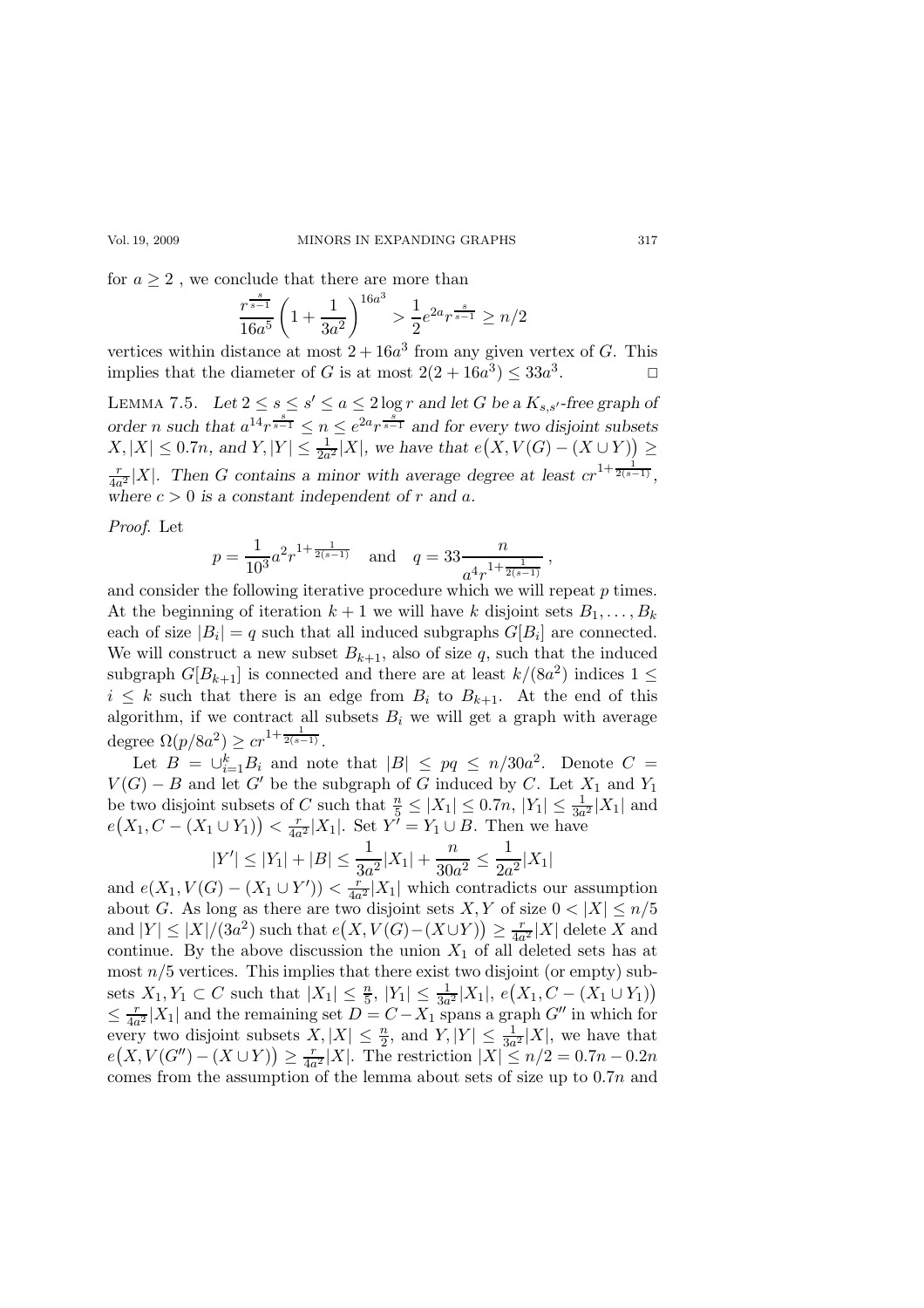for $a \geq 2$ , we conclude that there are more than

$$\frac{r^{\frac{s}{s-1}}}{16a^5}\left(1+\frac{1}{3a^2}\right)^{16a^3} > \frac{1}{2}e^{2a}r^{\frac{s}{s-1}} \geq n/2$$

vertices within distance at most $2+16a^3$ from any given vertex of $G$. This implies that the diameter of $G$ is at most $2(2+16a^3) \leq 33a^3$. □

**Lemma 7.5.** *Let $2 \leq s \leq s' \leq a \leq 2\log r$ and let $G$ be a $K_{s,s'}$-free graph of order $n$ such that $a^{14}r^{\frac{s}{s-1}} \leq n \leq e^{2a}r^{\frac{s}{s-1}}$ and for every two disjoint subsets $X, |X| \leq 0.7n$, and $Y, |Y| \leq \frac{1}{2a^2}|X|$, we have that $e\big(X, V(G)-(X\cup Y)\big) \geq \frac{r}{4a^2}|X|$. Then $G$ contains a minor with average degree at least $cr^{1+\frac{1}{2(s-1)}}$, where $c>0$ is a constant independent of $r$ and $a$.*

*Proof.* Let

$$p = \frac{1}{10^3}a^2 r^{1+\frac{1}{2(s-1)}} \quad \text{and} \quad q = 33\frac{n}{a^4 r^{1+\frac{1}{2(s-1)}}}\,,$$

and consider the following iterative procedure which we will repeat $p$ times. At the beginning of iteration $k+1$ we will have $k$ disjoint sets $B_1,\ldots,B_k$ each of size $|B_i| = q$ such that all induced subgraphs $G[B_i]$ are connected. We will construct a new subset $B_{k+1}$, also of size $q$, such that the induced subgraph $G[B_{k+1}]$ is connected and there are at least $k/(8a^2)$ indices $1 \leq i \leq k$ such that there is an edge from $B_i$ to $B_{k+1}$. At the end of this algorithm, if we contract all subsets $B_i$ we will get a graph with average degree $\Omega(p/8a^2) \geq cr^{1+\frac{1}{2(s-1)}}$.

Let $B = \cup_{i=1}^k B_i$ and note that $|B| \leq pq \leq n/30a^2$. Denote $C = V(G)-B$ and let $G'$ be the subgraph of $G$ induced by $C$. Let $X_1$ and $Y_1$ be two disjoint subsets of $C$ such that $\frac{n}{5} \leq |X_1| \leq 0.7n$, $|Y_1| \leq \frac{1}{3a^2}|X_1|$ and $e\big(X_1, C-(X_1\cup Y_1)\big) < \frac{r}{4a^2}|X_1|$. Set $Y' = Y_1 \cup B$. Then we have

$$|Y'| \leq |Y_1| + |B| \leq \frac{1}{3a^2}|X_1| + \frac{n}{30a^2} \leq \frac{1}{2a^2}|X_1|$$

and $e(X_1, V(G)-(X_1\cup Y')) < \frac{r}{4a^2}|X_1|$ which contradicts our assumption about $G$. As long as there are two disjoint sets $X, Y$ of size $0 < |X| \leq n/5$ and $|Y| \leq |X|/(3a^2)$ such that $e\big(X, V(G)-(X\cup Y)\big) \geq \frac{r}{4a^2}|X|$ delete $X$ and continue. By the above discussion the union $X_1$ of all deleted sets has at most $n/5$ vertices. This implies that there exist two disjoint (or empty) subsets $X_1, Y_1 \subset C$ such that $|X_1| \leq \frac{n}{5}$, $|Y_1| \leq \frac{1}{3a^2}|X_1|$, $e\big(X_1, C-(X_1\cup Y_1)\big) \leq \frac{r}{4a^2}|X_1|$ and the remaining set $D = C - X_1$ spans a graph $G''$ in which for every two disjoint subsets $X, |X| \leq \frac{n}{2}$, and $Y, |Y| \leq \frac{1}{3a^2}|X|$, we have that $e\big(X, V(G'')-(X\cup Y)\big) \geq \frac{r}{4a^2}|X|$. The restriction $|X| \leq n/2 = 0.7n - 0.2n$ comes from the assumption of the lemma about sets of size up to $0.7n$ and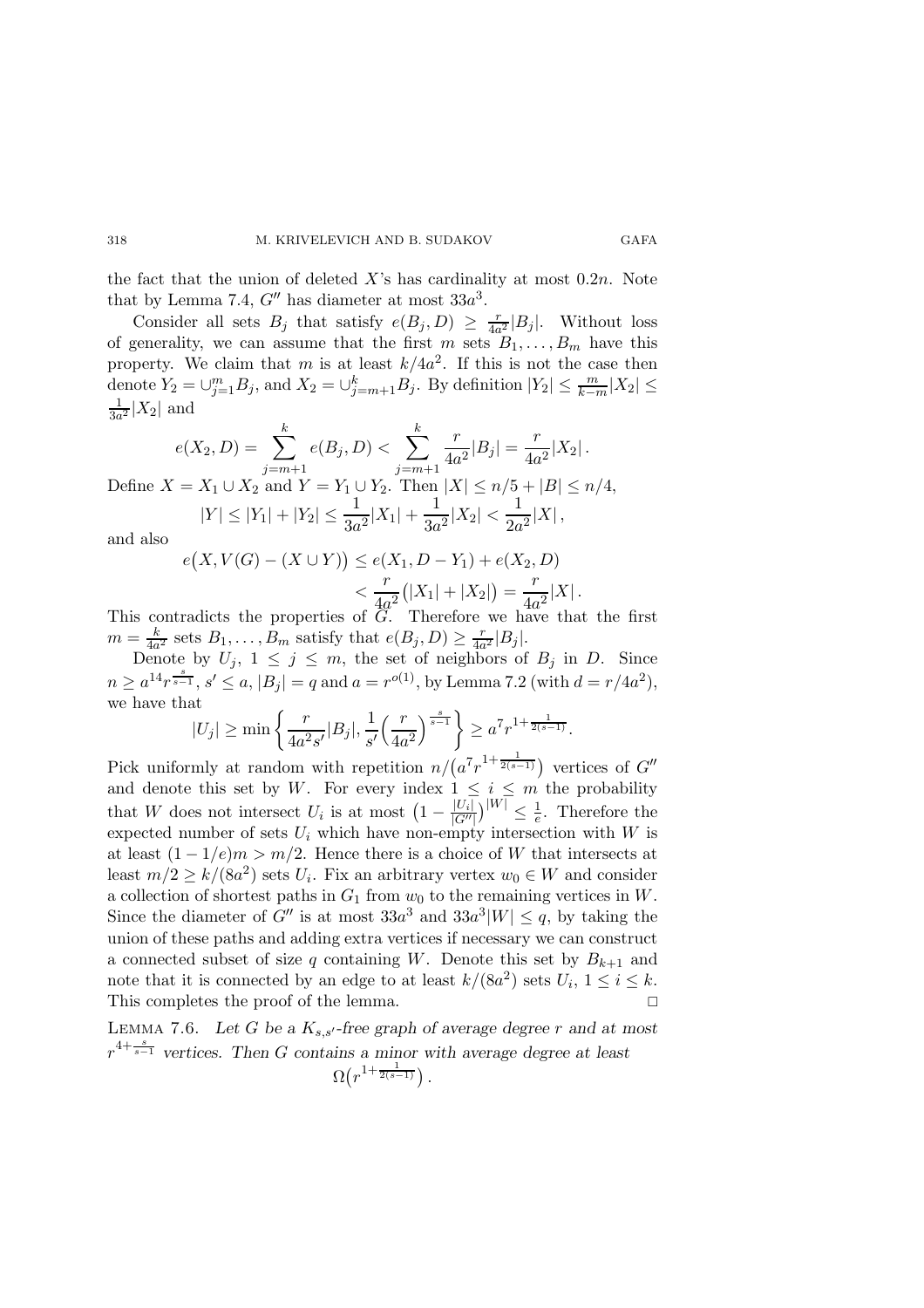the fact that the union of deleted $X$'s has cardinality at most $0.2n$. Note that by Lemma 7.4, $G''$ has diameter at most $33a^3$.

Consider all sets $B_j$ that satisfy $e(B_j, D) \geq \frac{r}{4a^2}|B_j|$. Without loss of generality, we can assume that the first $m$ sets $B_1, \ldots, B_m$ have this property. We claim that $m$ is at least $k/4a^2$. If this is not the case then denote $Y_2 = \cup_{j=1}^m B_j$, and $X_2 = \cup_{j=m+1}^k B_j$. By definition $|Y_2| \leq \frac{m}{k-m}|X_2| \leq \frac{1}{3a^2}|X_2|$ and

$$e(X_2, D) = \sum_{j=m+1}^{k} e(B_j, D) < \sum_{j=m+1}^{k} \frac{r}{4a^2}|B_j| = \frac{r}{4a^2}|X_2|\,.$$

Define $X = X_1 \cup X_2$ and $Y = Y_1 \cup Y_2$. Then $|X| \leq n/5 + |B| \leq n/4$,

$$|Y| \leq |Y_1| + |Y_2| \leq \frac{1}{3a^2}|X_1| + \frac{1}{3a^2}|X_2| < \frac{1}{2a^2}|X|\,,$$

and also

$$e\big(X, V(G) - (X \cup Y)\big) \leq e(X_1, D - Y_1) + e(X_2, D) < \frac{r}{4a^2}\big(|X_1| + |X_2|\big) = \frac{r}{4a^2}|X|\,.$$

This contradicts the properties of $G$. Therefore we have that the first $m = \frac{k}{4a^2}$ sets $B_1, \ldots, B_m$ satisfy that $e(B_j, D) \geq \frac{r}{4a^2}|B_j|$.

Denote by $U_j$, $1 \leq j \leq m$, the set of neighbors of $B_j$ in $D$. Since $n \geq a^{14} r^{\frac{s}{s-1}}$, $s' \leq a$, $|B_j| = q$ and $a = r^{o(1)}$, by Lemma 7.2 (with $d = r/4a^2$), we have that

$$|U_j| \geq \min\left\{ \frac{r}{4a^2 s'}|B_j|, \frac{1}{s'}\Big(\frac{r}{4a^2}\Big)^{\frac{s}{s-1}} \right\} \geq a^7 r^{1+\frac{1}{2(s-1)}}\,.$$

Pick uniformly at random with repetition $n/\big(a^7 r^{1+\frac{1}{2(s-1)}}\big)$ vertices of $G''$ and denote this set by $W$. For every index $1 \leq i \leq m$ the probability that $W$ does not intersect $U_i$ is at most $\big(1 - \frac{|U_i|}{|G''|}\big)^{|W|} \leq \frac{1}{e}$. Therefore the expected number of sets $U_i$ which have non-empty intersection with $W$ is at least $(1 - 1/e)m > m/2$. Hence there is a choice of $W$ that intersects at least $m/2 \geq k/(8a^2)$ sets $U_i$. Fix an arbitrary vertex $w_0 \in W$ and consider a collection of shortest paths in $G_1$ from $w_0$ to the remaining vertices in $W$. Since the diameter of $G''$ is at most $33a^3$ and $33a^3|W| \leq q$, by taking the union of these paths and adding extra vertices if necessary we can construct a connected subset of size $q$ containing $W$. Denote this set by $B_{k+1}$ and note that it is connected by an edge to at least $k/(8a^2)$ sets $U_i$, $1 \leq i \leq k$. This completes the proof of the lemma. $\square$

**Lemma 7.6.** *Let $G$ be a $K_{s,s'}$-free graph of average degree $r$ and at most $r^{4+\frac{s}{s-1}}$ vertices. Then $G$ contains a minor with average degree at least*

$$\Omega\big(r^{1+\frac{1}{2(s-1)}}\big)\,.$$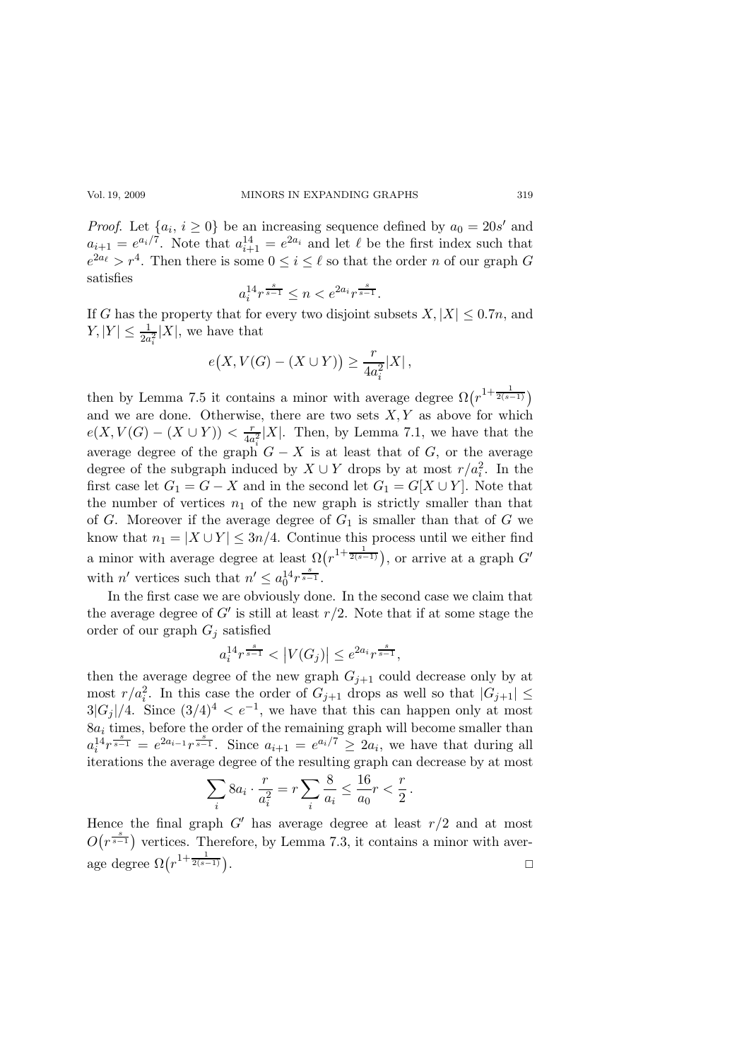*Proof.* Let $\{a_i, i \geq 0\}$ be an increasing sequence defined by $a_0 = 20s'$ and $a_{i+1} = e^{a_i/7}$. Note that $a_{i+1}^{14} = e^{2a_i}$ and let $\ell$ be the first index such that $e^{2a_\ell} > r^4$. Then there is some $0 \leq i \leq \ell$ so that the order $n$ of our graph $G$ satisfies

$$a_i^{14} r^{\frac{s}{s-1}} \leq n < e^{2a_i} r^{\frac{s}{s-1}}.$$

If $G$ has the property that for every two disjoint subsets $X, |X| \leq 0.7n$, and $Y, |Y| \leq \frac{1}{2a_i^2}|X|$, we have that

$$e\big(X, V(G) - (X \cup Y)\big) \geq \frac{r}{4a_i^2}|X|\,,$$

then by Lemma 7.5 it contains a minor with average degree $\Omega\big(r^{1+\frac{1}{2(s-1)}}\big)$ and we are done. Otherwise, there are two sets $X, Y$ as above for which $e(X, V(G) - (X \cup Y)) < \frac{r}{4a_i^2}|X|$. Then, by Lemma 7.1, we have that the average degree of the graph $G - X$ is at least that of $G$, or the average degree of the subgraph induced by $X \cup Y$ drops by at most $r/a_i^2$. In the first case let $G_1 = G - X$ and in the second let $G_1 = G[X \cup Y]$. Note that the number of vertices $n_1$ of the new graph is strictly smaller than that of $G$. Moreover if the average degree of $G_1$ is smaller than that of $G$ we know that $n_1 = |X \cup Y| \leq 3n/4$. Continue this process until we either find a minor with average degree at least $\Omega\big(r^{1+\frac{1}{2(s-1)}}\big)$, or arrive at a graph $G'$ with $n'$ vertices such that $n' \leq a_0^{14} r^{\frac{s}{s-1}}$.

In the first case we are obviously done. In the second case we claim that the average degree of $G'$ is still at least $r/2$. Note that if at some stage the order of our graph $G_j$ satisfied

$$a_i^{14} r^{\frac{s}{s-1}} < \big|V(G_j)\big| \leq e^{2a_i} r^{\frac{s}{s-1}},$$

then the average degree of the new graph $G_{j+1}$ could decrease only by at most $r/a_i^2$. In this case the order of $G_{j+1}$ drops as well so that $|G_{j+1}| \leq 3|G_j|/4$. Since $(3/4)^4 < e^{-1}$, we have that this can happen only at most $8a_i$ times, before the order of the remaining graph will become smaller than $a_i^{14} r^{\frac{s}{s-1}} = e^{2a_{i-1}} r^{\frac{s}{s-1}}$. Since $a_{i+1} = e^{a_i/7} \geq 2a_i$, we have that during all iterations the average degree of the resulting graph can decrease by at most

$$\sum_i 8a_i \cdot \frac{r}{a_i^2} = r \sum_i \frac{8}{a_i} \leq \frac{16}{a_0} r < \frac{r}{2}\,.$$

Hence the final graph $G'$ has average degree at least $r/2$ and at most $O\big(r^{\frac{s}{s-1}}\big)$ vertices. Therefore, by Lemma 7.3, it contains a minor with average degree $\Omega\big(r^{1+\frac{1}{2(s-1)}}\big)$. □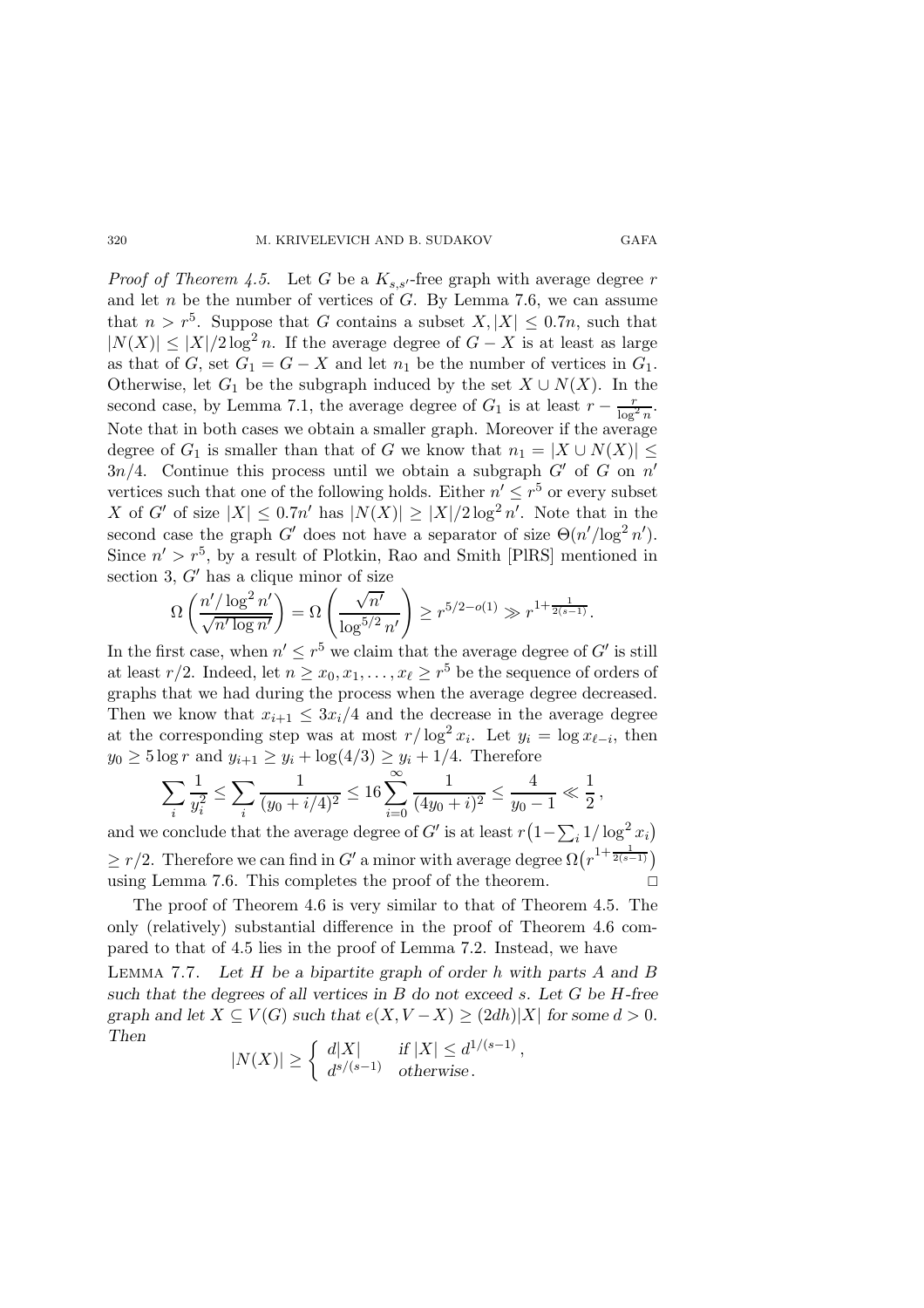*Proof of Theorem 4.5.* Let $G$ be a $K_{s,s'}$-free graph with average degree $r$ and let $n$ be the number of vertices of $G$. By Lemma 7.6, we can assume that $n > r^5$. Suppose that $G$ contains a subset $X, |X| \leq 0.7n$, such that $|N(X)| \leq |X|/2\log^2 n$. If the average degree of $G - X$ is at least as large as that of $G$, set $G_1 = G - X$ and let $n_1$ be the number of vertices in $G_1$. Otherwise, let $G_1$ be the subgraph induced by the set $X \cup N(X)$. In the second case, by Lemma 7.1, the average degree of $G_1$ is at least $r - \frac{r}{\log^2 n}$. Note that in both cases we obtain a smaller graph. Moreover if the average degree of $G_1$ is smaller than that of $G$ we know that $n_1 = |X \cup N(X)| \leq 3n/4$. Continue this process until we obtain a subgraph $G'$ of $G$ on $n'$ vertices such that one of the following holds. Either $n' \leq r^5$ or every subset $X$ of $G'$ of size $|X| \leq 0.7n'$ has $|N(X)| \geq |X|/2\log^2 n'$. Note that in the second case the graph $G'$ does not have a separator of size $\Theta(n'/\log^2 n')$. Since $n' > r^5$, by a result of Plotkin, Rao and Smith [PlRS] mentioned in section 3, $G'$ has a clique minor of size

$$\Omega\left(\frac{n'/\log^2 n'}{\sqrt{n' \log n'}}\right) = \Omega\left(\frac{\sqrt{n'}}{\log^{5/2} n'}\right) \geq r^{5/2 - o(1)} \gg r^{1+\frac{1}{2(s-1)}}.$$

In the first case, when $n' \leq r^5$ we claim that the average degree of $G'$ is still at least $r/2$. Indeed, let $n \geq x_0, x_1, \dots, x_\ell \geq r^5$ be the sequence of orders of graphs that we had during the process when the average degree decreased. Then we know that $x_{i+1} \leq 3x_i/4$ and the decrease in the average degree at the corresponding step was at most $r/\log^2 x_i$. Let $y_i = \log x_{\ell - i}$, then $y_0 \geq 5\log r$ and $y_{i+1} \geq y_i + \log(4/3) \geq y_i + 1/4$. Therefore

$$\sum_i \frac{1}{y_i^2} \leq \sum_i \frac{1}{(y_0 + i/4)^2} \leq 16 \sum_{i=0}^{\infty} \frac{1}{(4y_0 + i)^2} \leq \frac{4}{y_0 - 1} \ll \frac{1}{2},$$

and we conclude that the average degree of $G'$ is at least $r\big(1 - \sum_i 1/\log^2 x_i\big) \geq r/2$. Therefore we can find in $G'$ a minor with average degree $\Omega\big(r^{1+\frac{1}{2(s-1)}}\big)$ using Lemma 7.6. This completes the proof of the theorem. $\square$

The proof of Theorem 4.6 is very similar to that of Theorem 4.5. The only (relatively) substantial difference in the proof of Theorem 4.6 compared to that of 4.5 lies in the proof of Lemma 7.2. Instead, we have

LEMMA 7.7. *Let $H$ be a bipartite graph of order $h$ with parts $A$ and $B$ such that the degrees of all vertices in $B$ do not exceed $s$. Let $G$ be $H$-free graph and let $X \subseteq V(G)$ such that $e(X, V - X) \geq (2dh)|X|$ for some $d > 0$. Then*

$$|N(X)| \geq \begin{cases} d|X| & \text{if } |X| \leq d^{1/(s-1)}, \\ d^{s/(s-1)} & \text{otherwise}. \end{cases}$$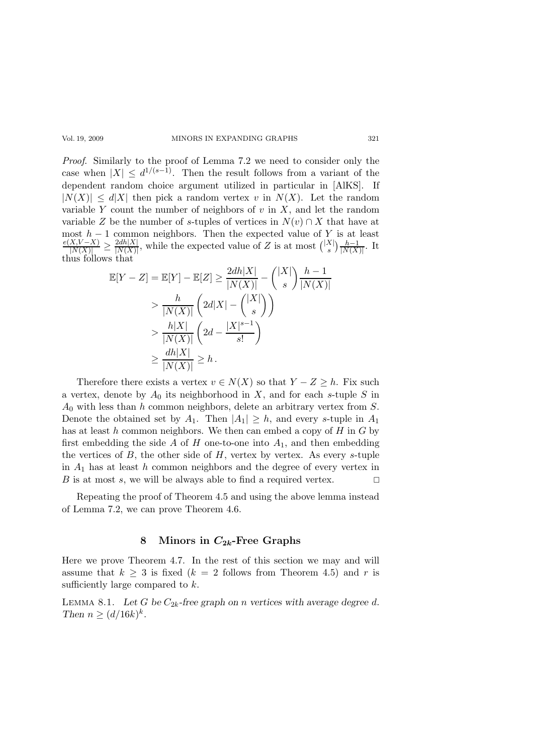*Proof.* Similarly to the proof of Lemma 7.2 we need to consider only the case when $|X| \le d^{1/(s-1)}$. Then the result follows from a variant of the dependent random choice argument utilized in particular in [AlKS]. If $|N(X)| \le d|X|$ then pick a random vertex $v$ in $N(X)$. Let the random variable $Y$ count the number of neighbors of $v$ in $X$, and let the random variable $Z$ be the number of $s$-tuples of vertices in $N(v) \cap X$ that have at most $h-1$ common neighbors. Then the expected value of $Y$ is at least $\frac{e(X,V-X)}{|N(X)|} \ge \frac{2dh|X|}{|N(X)|}$, while the expected value of $Z$ is at most $\binom{|X|}{s}\frac{h-1}{|N(X)|}$. It thus follows that

$$
\begin{aligned}
\mathbb{E}[Y-Z] = \mathbb{E}[Y] - \mathbb{E}[Z] &\ge \frac{2dh|X|}{|N(X)|} - \binom{|X|}{s}\frac{h-1}{|N(X)|} \\
&> \frac{h}{|N(X)|}\left(2d|X| - \binom{|X|}{s}\right) \\
&> \frac{h|X|}{|N(X)|}\left(2d - \frac{|X|^{s-1}}{s!}\right) \\
&\ge \frac{dh|X|}{|N(X)|} \ge h\,.
\end{aligned}
$$

Therefore there exists a vertex $v \in N(X)$ so that $Y - Z \ge h$. Fix such a vertex, denote by $A_0$ its neighborhood in $X$, and for each $s$-tuple $S$ in $A_0$ with less than $h$ common neighbors, delete an arbitrary vertex from $S$. Denote the obtained set by $A_1$. Then $|A_1| \ge h$, and every $s$-tuple in $A_1$ has at least $h$ common neighbors. We then can embed a copy of $H$ in $G$ by first embedding the side $A$ of $H$ one-to-one into $A_1$, and then embedding the vertices of $B$, the other side of $H$, vertex by vertex. As every $s$-tuple in $A_1$ has at least $h$ common neighbors and the degree of every vertex in $B$ is at most $s$, we will be always able to find a required vertex. $\square$

Repeating the proof of Theorem 4.5 and using the above lemma instead of Lemma 7.2, we can prove Theorem 4.6.

## 8 Minors in $C_{2k}$-Free Graphs

Here we prove Theorem 4.7. In the rest of this section we may and will assume that $k \ge 3$ is fixed ($k = 2$ follows from Theorem 4.5) and $r$ is sufficiently large compared to $k$.

Lemma 8.1. *Let $G$ be $C_{2k}$-free graph on $n$ vertices with average degree $d$. Then $n \ge (d/16k)^k$.*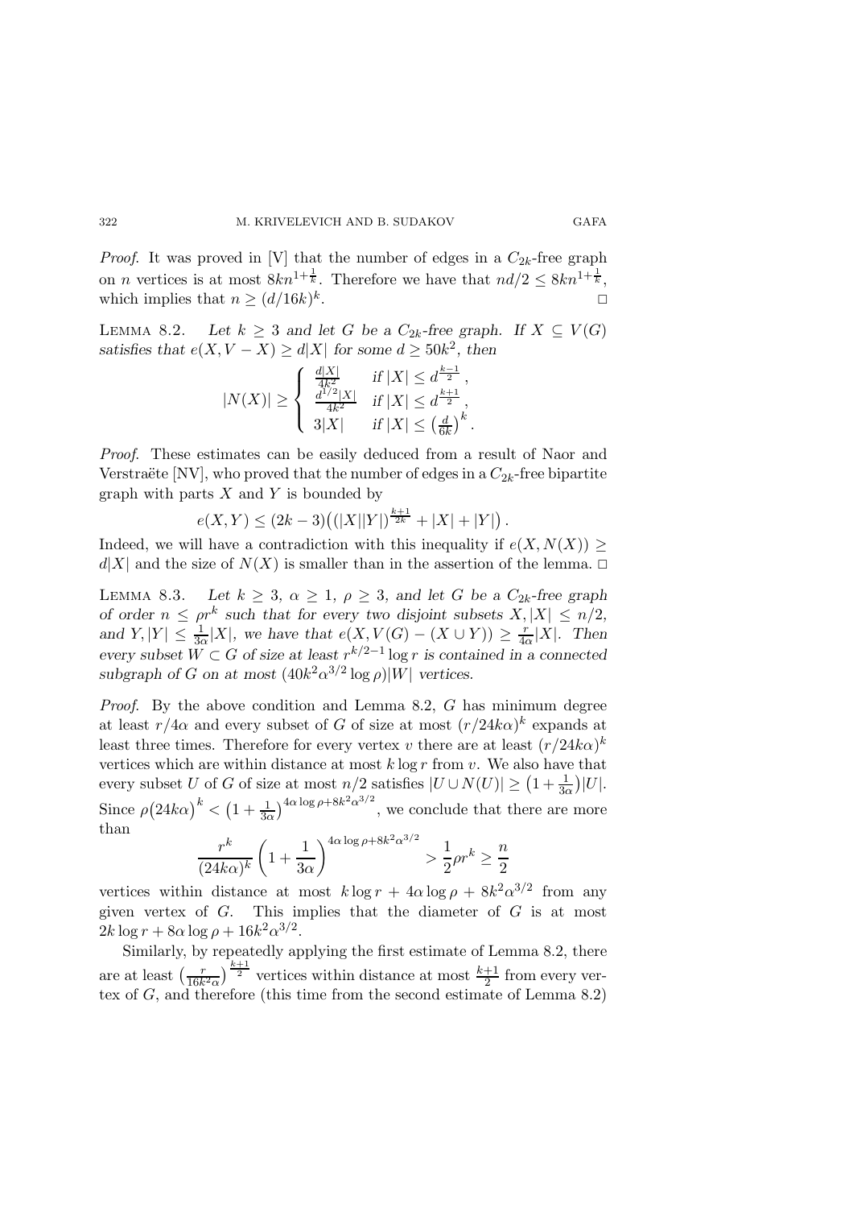*Proof.* It was proved in [V] that the number of edges in a $C_{2k}$-free graph on $n$ vertices is at most $8kn^{1+\frac{1}{k}}$. Therefore we have that $nd/2 \le 8kn^{1+\frac{1}{k}}$, which implies that $n \ge (d/16k)^k$. □

LEMMA 8.2. *Let $k \ge 3$ and let $G$ be a $C_{2k}$-free graph. If $X \subseteq V(G)$ satisfies that $e(X, V-X) \ge d|X|$ for some $d \ge 50k^2$, then*

$$|N(X)| \ge \begin{cases} \frac{d|X|}{4k^2} & \text{if } |X| \le d^{\frac{k-1}{2}}\,, \\ \frac{d^{1/2}|X|}{4k^2} & \text{if } |X| \le d^{\frac{k+1}{2}}\,, \\ 3|X| & \text{if } |X| \le \left(\frac{d}{6k}\right)^k. \end{cases}$$

*Proof.* These estimates can be easily deduced from a result of Naor and Verstraëte [NV], who proved that the number of edges in a $C_{2k}$-free bipartite graph with parts $X$ and $Y$ is bounded by

$$e(X,Y) \le (2k-3)\big((|X||Y|)^{\frac{k+1}{2k}} + |X| + |Y|\big)\,.$$

Indeed, we will have a contradiction with this inequality if $e(X, N(X)) \ge d|X|$ and the size of $N(X)$ is smaller than in the assertion of the lemma. □

LEMMA 8.3. *Let $k \ge 3$, $\alpha \ge 1$, $\rho \ge 3$, and let $G$ be a $C_{2k}$-free graph of order $n \le \rho r^k$ such that for every two disjoint subsets $X, |X| \le n/2$, and $Y, |Y| \le \frac{1}{3\alpha}|X|$, we have that $e(X, V(G)-(X\cup Y)) \ge \frac{r}{4\alpha}|X|$. Then every subset $W \subset G$ of size at least $r^{k/2-1}\log r$ is contained in a connected subgraph of $G$ on at most $(40k^2\alpha^{3/2}\log\rho)|W|$ vertices.*

*Proof.* By the above condition and Lemma 8.2, $G$ has minimum degree at least $r/4\alpha$ and every subset of $G$ of size at most $(r/24k\alpha)^k$ expands at least three times. Therefore for every vertex $v$ there are at least $(r/24k\alpha)^k$ vertices which are within distance at most $k\log r$ from $v$. We also have that every subset $U$ of $G$ of size at most $n/2$ satisfies $|U \cup N(U)| \ge \big(1+\frac{1}{3\alpha}\big)|U|$. Since $\rho\big(24k\alpha\big)^k < \big(1+\frac{1}{3\alpha}\big)^{4\alpha\log\rho+8k^2\alpha^{3/2}}$, we conclude that there are more than

$$\frac{r^k}{(24k\alpha)^k}\left(1+\frac{1}{3\alpha}\right)^{4\alpha\log\rho+8k^2\alpha^{3/2}} > \frac{1}{2}\rho r^k \ge \frac{n}{2}$$

vertices within distance at most $k\log r + 4\alpha\log\rho + 8k^2\alpha^{3/2}$ from any given vertex of $G$. This implies that the diameter of $G$ is at most $2k\log r + 8\alpha\log\rho + 16k^2\alpha^{3/2}$.

Similarly, by repeatedly applying the first estimate of Lemma 8.2, there are at least $\big(\frac{r}{16k^2\alpha}\big)^{\frac{k+1}{2}}$ vertices within distance at most $\frac{k+1}{2}$ from every vertex of $G$, and therefore (this time from the second estimate of Lemma 8.2)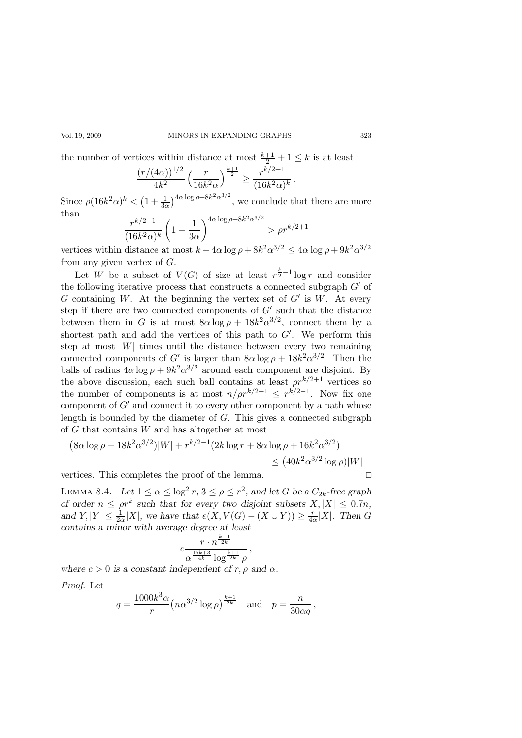the number of vertices within distance at most $\frac{k+1}{2}+1 \le k$ is at least

$$\frac{(r/(4\alpha))^{1/2}}{4k^2}\Big(\frac{r}{16k^2\alpha}\Big)^{\frac{k+1}{2}} \ge \frac{r^{k/2+1}}{(16k^2\alpha)^k}\,.$$

Since $\rho(16k^2\alpha)^k < \big(1+\frac{1}{3\alpha}\big)^{4\alpha\log\rho+8k^2\alpha^{3/2}}$, we conclude that there are more than

$$\frac{r^{k/2+1}}{(16k^2\alpha)^k}\left(1+\frac{1}{3\alpha}\right)^{4\alpha\log\rho+8k^2\alpha^{3/2}} > \rho r^{k/2+1}$$

vertices within distance at most $k+4\alpha\log\rho+8k^2\alpha^{3/2} \le 4\alpha\log\rho+9k^2\alpha^{3/2}$ from any given vertex of $G$.

Let $W$ be a subset of $V(G)$ of size at least $r^{\frac{k}{2}-1}\log r$ and consider the following iterative process that constructs a connected subgraph $G'$ of $G$ containing $W$. At the beginning the vertex set of $G'$ is $W$. At every step if there are two connected components of $G'$ such that the distance between them in $G$ is at most $8\alpha\log\rho+18k^2\alpha^{3/2}$, connect them by a shortest path and add the vertices of this path to $G'$. We perform this step at most $|W|$ times until the distance between every two remaining connected components of $G'$ is larger than $8\alpha\log\rho+18k^2\alpha^{3/2}$. Then the balls of radius $4\alpha\log\rho+9k^2\alpha^{3/2}$ around each component are disjoint. By the above discussion, each such ball contains at least $\rho r^{k/2+1}$ vertices so the number of components is at most $n/\rho r^{k/2+1} \le r^{k/2-1}$. Now fix one component of $G'$ and connect it to every other component by a path whose length is bounded by the diameter of $G$. This gives a connected subgraph of $G$ that contains $W$ and has altogether at most

$$\big(8\alpha\log\rho+18k^2\alpha^{3/2}\big)|W| + r^{k/2-1}(2k\log r+8\alpha\log\rho+16k^2\alpha^{3/2}) \le \big(40k^2\alpha^{3/2}\log\rho\big)|W|$$

vertices. This completes the proof of the lemma. $\square$

Lemma 8.4. *Let $1\le\alpha\le\log^2 r$, $3\le\rho\le r^2$, and let $G$ be a $C_{2k}$-free graph of order $n\le\rho r^k$ such that for every two disjoint subsets $X, |X|\le 0.7n$, and $Y, |Y|\le\frac{1}{2\alpha}|X|$, we have that $e(X, V(G)-(X\cup Y)) \ge \frac{r}{4\alpha}|X|$. Then $G$ contains a minor with average degree at least*

$$c\frac{r\cdot n^{\frac{k-1}{2k}}}{\alpha^{\frac{15k+3}{4k}}\log^{\frac{k+1}{2k}}\rho}\,,$$

*where $c>0$ is a constant independent of $r,\rho$ and $\alpha$.*

*Proof.* Let

$$q = \frac{1000k^3\alpha}{r}\big(n\alpha^{3/2}\log\rho\big)^{\frac{k+1}{2k}} \quad\text{and}\quad p=\frac{n}{30\alpha q}\,,$$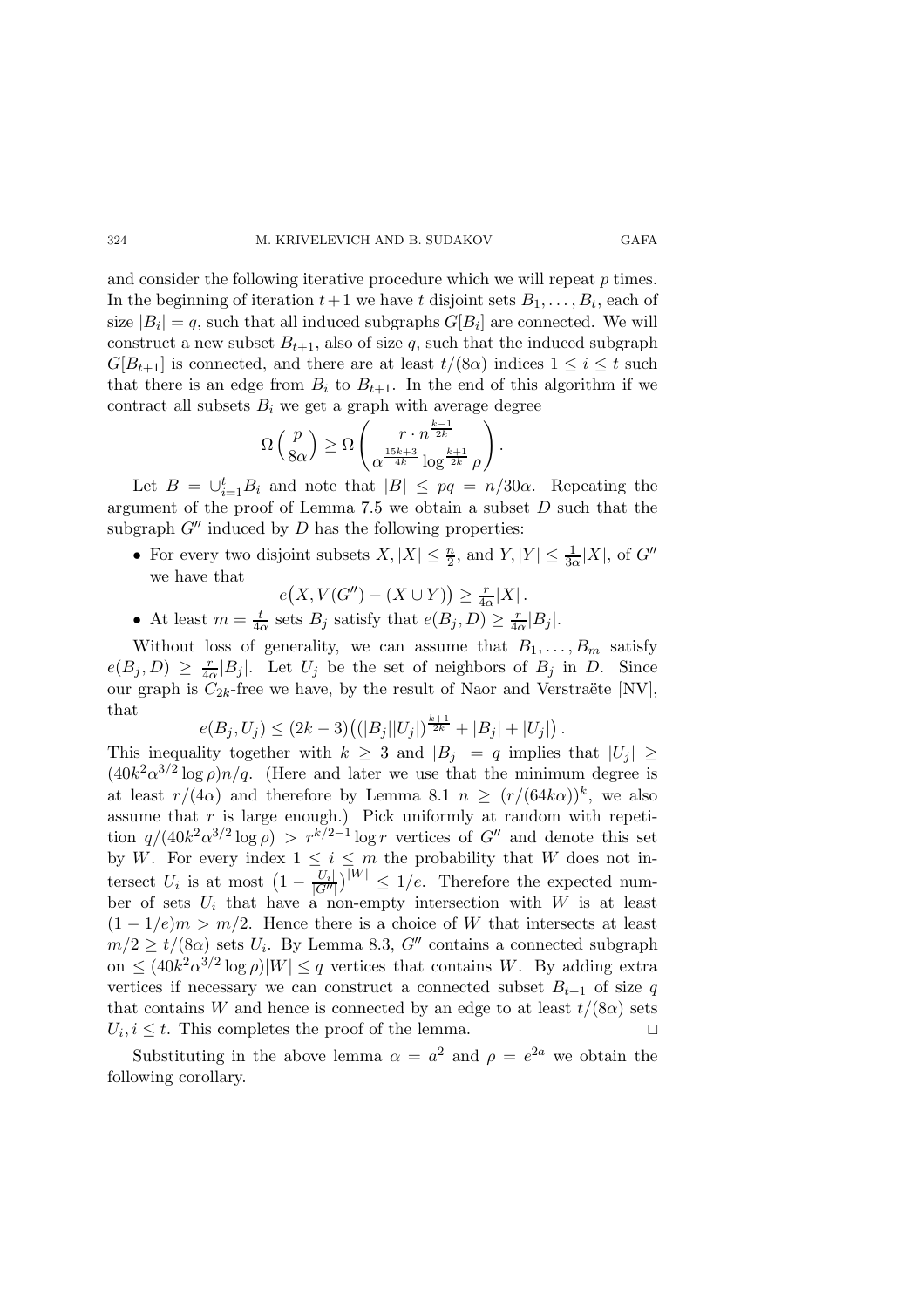and consider the following iterative procedure which we will repeat $p$ times. In the beginning of iteration $t+1$ we have $t$ disjoint sets $B_1, \dots, B_t$, each of size $|B_i| = q$, such that all induced subgraphs $G[B_i]$ are connected. We will construct a new subset $B_{t+1}$, also of size $q$, such that the induced subgraph $G[B_{t+1}]$ is connected, and there are at least $t/(8\alpha)$ indices $1 \le i \le t$ such that there is an edge from $B_i$ to $B_{t+1}$. In the end of this algorithm if we contract all subsets $B_i$ we get a graph with average degree

$$\Omega\left(\frac{p}{8\alpha}\right) \ge \Omega\left(\frac{r \cdot n^{\frac{k-1}{2k}}}{\alpha^{\frac{15k+3}{4k}} \log^{\frac{k+1}{2k}} \rho}\right).$$

Let $B = \cup_{i=1}^t B_i$ and note that $|B| \le pq = n/30\alpha$. Repeating the argument of the proof of Lemma 7.5 we obtain a subset $D$ such that the subgraph $G''$ induced by $D$ has the following properties:

- For every two disjoint subsets $X, |X| \le \frac{n}{2}$, and $Y, |Y| \le \frac{1}{3\alpha}|X|$, of $G''$ we have that
$$e\big(X, V(G'') - (X \cup Y)\big) \ge \tfrac{r}{4\alpha}|X|.$$
- At least $m = \frac{t}{4\alpha}$ sets $B_j$ satisfy that $e(B_j, D) \ge \frac{r}{4\alpha}|B_j|$.

Without loss of generality, we can assume that $B_1, \dots, B_m$ satisfy $e(B_j, D) \ge \frac{r}{4\alpha}|B_j|$. Let $U_j$ be the set of neighbors of $B_j$ in $D$. Since our graph is $C_{2k}$-free we have, by the result of Naor and Verstraëte [NV], that

$$e(B_j, U_j) \le (2k-3)\big((|B_j||U_j|)^{\frac{k+1}{2k}} + |B_j| + |U_j|\big).$$

This inequality together with $k \ge 3$ and $|B_j| = q$ implies that $|U_j| \ge (40k^2\alpha^{3/2}\log\rho)n/q$. (Here and later we use that the minimum degree is at least $r/(4\alpha)$ and therefore by Lemma 8.1 $n \ge (r/(64k\alpha))^k$, we also assume that $r$ is large enough.) Pick uniformly at random with repetition $q/(40k^2\alpha^{3/2}\log\rho) > r^{k/2-1}\log r$ vertices of $G''$ and denote this set by $W$. For every index $1 \le i \le m$ the probability that $W$ does not intersect $U_i$ is at most $\big(1 - \frac{|U_i|}{|G''|}\big)^{|W|} \le 1/e$. Therefore the expected number of sets $U_i$ that have a non-empty intersection with $W$ is at least $(1-1/e)m > m/2$. Hence there is a choice of $W$ that intersects at least $m/2 \ge t/(8\alpha)$ sets $U_i$. By Lemma 8.3, $G''$ contains a connected subgraph on $\le (40k^2\alpha^{3/2}\log\rho)|W| \le q$ vertices that contains $W$. By adding extra vertices if necessary we can construct a connected subset $B_{t+1}$ of size $q$ that contains $W$ and hence is connected by an edge to at least $t/(8\alpha)$ sets $U_i, i \le t$. This completes the proof of the lemma. □

Substituting in the above lemma $\alpha = a^2$ and $\rho = e^{2a}$ we obtain the following corollary.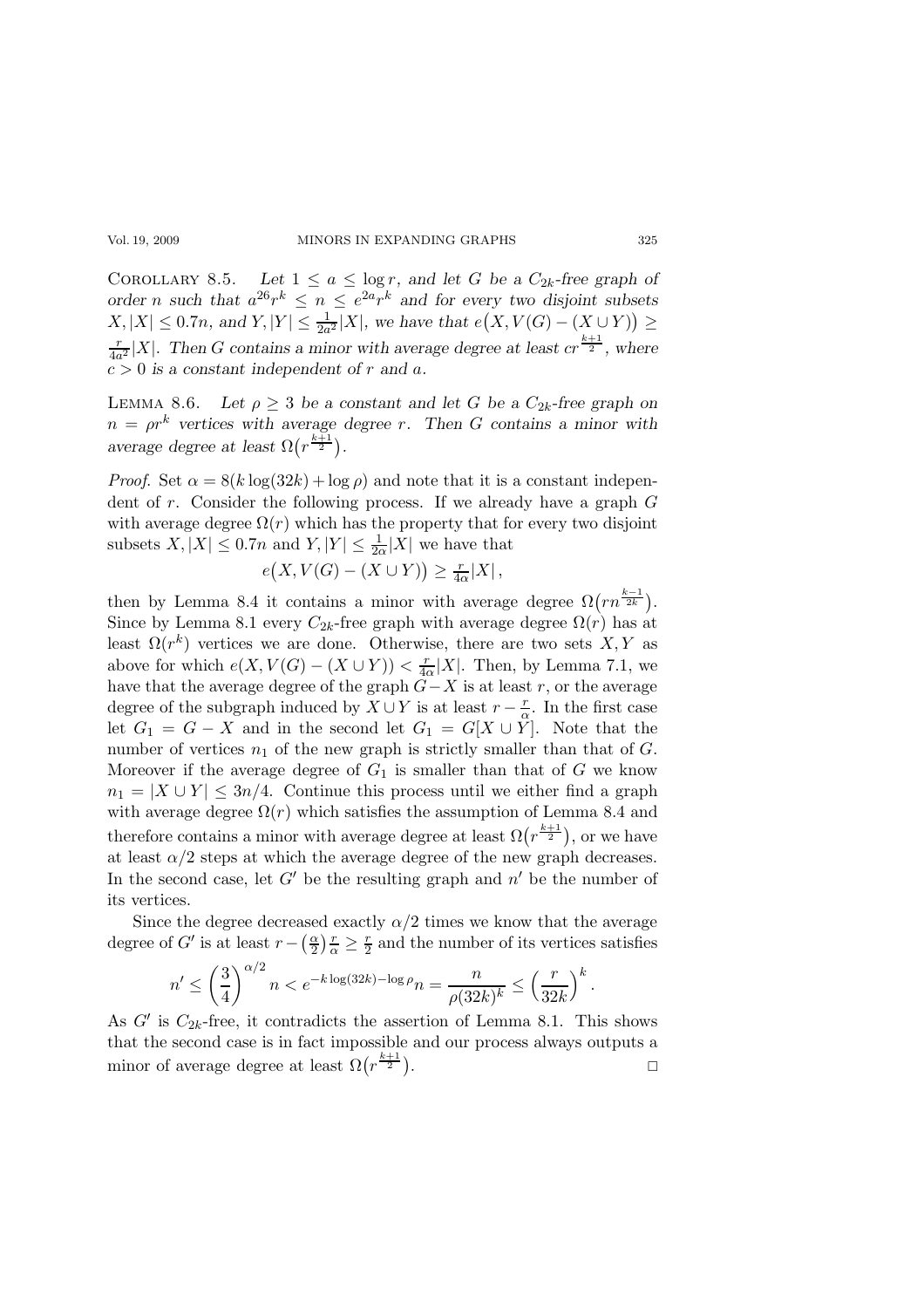COROLLARY 8.5. *Let $1 \le a \le \log r$, and let $G$ be a $C_{2k}$-free graph of order $n$ such that $a^{26} r^k \le n \le e^{2a} r^k$ and for every two disjoint subsets $X, |X| \le 0.7n$, and $Y, |Y| \le \frac{1}{2a^2}|X|$, we have that $e\big(X, V(G) - (X \cup Y)\big) \ge \frac{r}{4a^2}|X|$. Then $G$ contains a minor with average degree at least $cr^{\frac{k+1}{2}}$, where $c > 0$ is a constant independent of $r$ and $a$.*

LEMMA 8.6. *Let $\rho \ge 3$ be a constant and let $G$ be a $C_{2k}$-free graph on $n = \rho r^k$ vertices with average degree $r$. Then $G$ contains a minor with average degree at least $\Omega\big(r^{\frac{k+1}{2}}\big)$.*

*Proof.* Set $\alpha = 8(k \log(32k) + \log \rho)$ and note that it is a constant independent of $r$. Consider the following process. If we already have a graph $G$ with average degree $\Omega(r)$ which has the property that for every two disjoint subsets $X, |X| \le 0.7n$ and $Y, |Y| \le \frac{1}{2\alpha}|X|$ we have that

$$e\big(X, V(G) - (X \cup Y)\big) \ge \tfrac{r}{4\alpha}|X|\,,$$

then by Lemma 8.4 it contains a minor with average degree $\Omega\big(rn^{\frac{k-1}{2k}}\big)$. Since by Lemma 8.1 every $C_{2k}$-free graph with average degree $\Omega(r)$ has at least $\Omega(r^k)$ vertices we are done. Otherwise, there are two sets $X, Y$ as above for which $e(X, V(G) - (X \cup Y)) < \frac{r}{4\alpha}|X|$. Then, by Lemma 7.1, we have that the average degree of the graph $G - X$ is at least $r$, or the average degree of the subgraph induced by $X \cup Y$ is at least $r - \frac{r}{\alpha}$. In the first case let $G_1 = G - X$ and in the second let $G_1 = G[X \cup Y]$. Note that the number of vertices $n_1$ of the new graph is strictly smaller than that of $G$. Moreover if the average degree of $G_1$ is smaller than that of $G$ we know $n_1 = |X \cup Y| \le 3n/4$. Continue this process until we either find a graph with average degree $\Omega(r)$ which satisfies the assumption of Lemma 8.4 and therefore contains a minor with average degree at least $\Omega\big(r^{\frac{k+1}{2}}\big)$, or we have at least $\alpha/2$ steps at which the average degree of the new graph decreases. In the second case, let $G'$ be the resulting graph and $n'$ be the number of its vertices.

Since the degree decreased exactly $\alpha/2$ times we know that the average degree of $G'$ is at least $r - \big(\frac{\alpha}{2}\big)\frac{r}{\alpha} \ge \frac{r}{2}$ and the number of its vertices satisfies

$$n' \le \left(\frac{3}{4}\right)^{\alpha/2} n < e^{-k\log(32k) - \log \rho} n = \frac{n}{\rho(32k)^k} \le \left(\frac{r}{32k}\right)^k.$$

As $G'$ is $C_{2k}$-free, it contradicts the assertion of Lemma 8.1. This shows that the second case is in fact impossible and our process always outputs a minor of average degree at least $\Omega\big(r^{\frac{k+1}{2}}\big)$. $\square$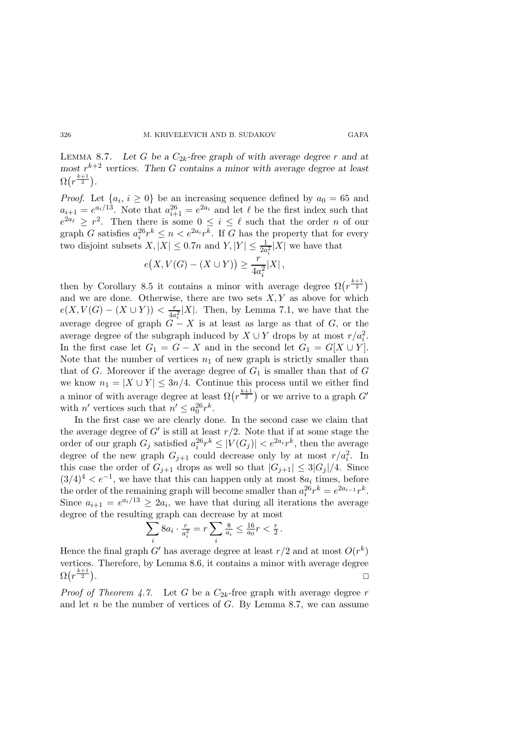**Lemma 8.7.** *Let $G$ be a $C_{2k}$-free graph of with average degree $r$ and at most $r^{k+2}$ vertices. Then $G$ contains a minor with average degree at least $\Omega\big(r^{\frac{k+1}{2}}\big)$.*

*Proof.* Let $\{a_i, i \geq 0\}$ be an increasing sequence defined by $a_0 = 65$ and $a_{i+1} = e^{a_i/13}$. Note that $a_{i+1}^{26} = e^{2a_i}$ and let $\ell$ be the first index such that $e^{2a_\ell} \geq r^2$. Then there is some $0 \leq i \leq \ell$ such that the order $n$ of our graph $G$ satisfies $a_i^{26} r^k \leq n < e^{2a_i} r^k$. If $G$ has the property that for every two disjoint subsets $X, |X| \leq 0.7n$ and $Y, |Y| \leq \frac{1}{2a_i^2}|X|$ we have that

$$e\big(X, V(G) - (X \cup Y)\big) \geq \frac{r}{4a_i^2}|X|\,,$$

then by Corollary 8.5 it contains a minor with average degree $\Omega\big(r^{\frac{k+1}{2}}\big)$ and we are done. Otherwise, there are two sets $X, Y$ as above for which $e(X, V(G) - (X \cup Y)) < \frac{r}{4a_i^2}|X|$. Then, by Lemma 7.1, we have that the average degree of graph $G - X$ is at least as large as that of $G$, or the average degree of the subgraph induced by $X \cup Y$ drops by at most $r/a_i^2$. In the first case let $G_1 = G - X$ and in the second let $G_1 = G[X \cup Y]$. Note that the number of vertices $n_1$ of new graph is strictly smaller than that of $G$. Moreover if the average degree of $G_1$ is smaller than that of $G$ we know $n_1 = |X \cup Y| \leq 3n/4$. Continue this process until we either find a minor of with average degree at least $\Omega\big(r^{\frac{k+1}{2}}\big)$ or we arrive to a graph $G'$ with $n'$ vertices such that $n' \leq a_0^{26} r^k$.

In the first case we are clearly done. In the second case we claim that the average degree of $G'$ is still at least $r/2$. Note that if at some stage the order of our graph $G_j$ satisfied $a_i^{26} r^k \leq |V(G_j)| < e^{2a_i} r^k$, then the average degree of the new graph $G_{j+1}$ could decrease only by at most $r/a_i^2$. In this case the order of $G_{j+1}$ drops as well so that $|G_{j+1}| \leq 3|G_j|/4$. Since $(3/4)^4 < e^{-1}$, we have that this can happen only at most $8a_i$ times, before the order of the remaining graph will become smaller than $a_i^{26} r^k = e^{2a_{i-1}} r^k$. Since $a_{i+1} = e^{a_i/13} \geq 2a_i$, we have that during all iterations the average degree of the resulting graph can decrease by at most

$$\sum_i 8a_i \cdot \tfrac{r}{a_i^2} = r \sum_i \tfrac{8}{a_i} \leq \tfrac{16}{a_0} r < \tfrac{r}{2}\,.$$

Hence the final graph $G'$ has average degree at least $r/2$ and at most $O(r^k)$ vertices. Therefore, by Lemma 8.6, it contains a minor with average degree $\Omega\big(r^{\frac{k+1}{2}}\big)$. □

*Proof of Theorem 4.7.* Let $G$ be a $C_{2k}$-free graph with average degree $r$ and let $n$ be the number of vertices of $G$. By Lemma 8.7, we can assume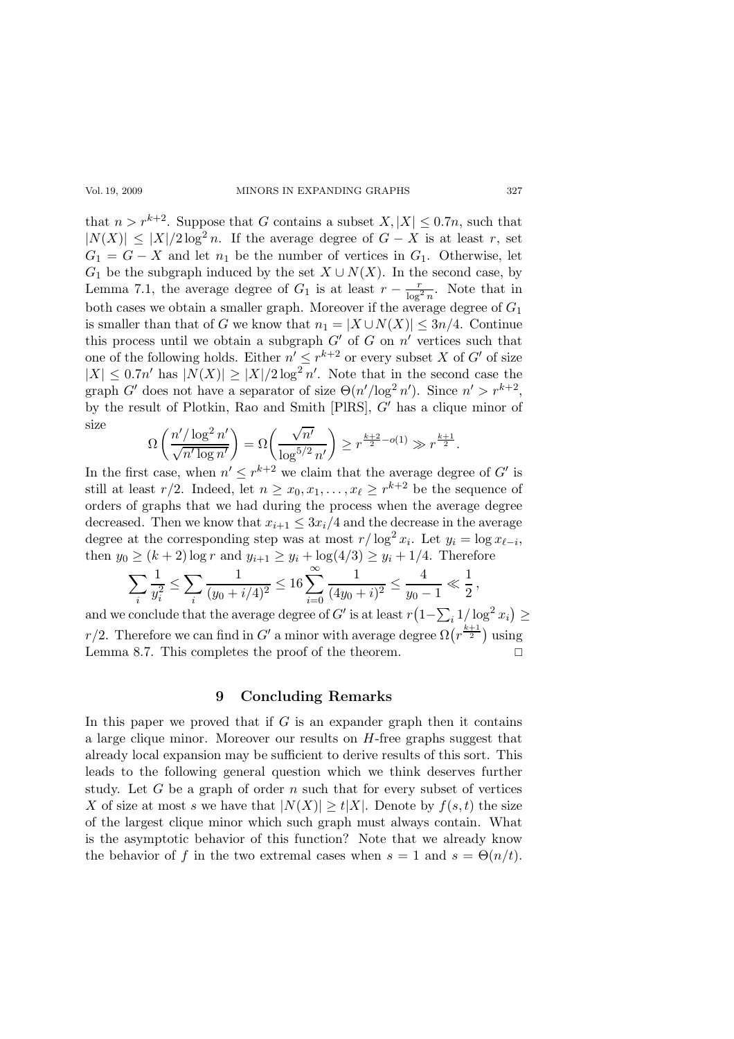that $n > r^{k+2}$. Suppose that $G$ contains a subset $X, |X| \leq 0.7n$, such that $|N(X)| \leq |X|/2\log^2 n$. If the average degree of $G - X$ is at least $r$, set $G_1 = G - X$ and let $n_1$ be the number of vertices in $G_1$. Otherwise, let $G_1$ be the subgraph induced by the set $X \cup N(X)$. In the second case, by Lemma 7.1, the average degree of $G_1$ is at least $r - \frac{r}{\log^2 n}$. Note that in both cases we obtain a smaller graph. Moreover if the average degree of $G_1$ is smaller than that of $G$ we know that $n_1 = |X \cup N(X)| \leq 3n/4$. Continue this process until we obtain a subgraph $G'$ of $G$ on $n'$ vertices such that one of the following holds. Either $n' \leq r^{k+2}$ or every subset $X$ of $G'$ of size $|X| \leq 0.7n'$ has $|N(X)| \geq |X|/2\log^2 n'$. Note that in the second case the graph $G'$ does not have a separator of size $\Theta(n'/\log^2 n')$. Since $n' > r^{k+2}$, by the result of Plotkin, Rao and Smith [PlRS], $G'$ has a clique minor of size

$$\Omega\left(\frac{n'/\log^2 n'}{\sqrt{n' \log n'}}\right) = \Omega\left(\frac{\sqrt{n'}}{\log^{5/2} n'}\right) \geq r^{\frac{k+2}{2} - o(1)} \gg r^{\frac{k+1}{2}}.$$

In the first case, when $n' \leq r^{k+2}$ we claim that the average degree of $G'$ is still at least $r/2$. Indeed, let $n \geq x_0, x_1, \ldots, x_\ell \geq r^{k+2}$ be the sequence of orders of graphs that we had during the process when the average degree decreased. Then we know that $x_{i+1} \leq 3x_i/4$ and the decrease in the average degree at the corresponding step was at most $r/\log^2 x_i$. Let $y_i = \log x_{\ell-i}$, then $y_0 \geq (k+2)\log r$ and $y_{i+1} \geq y_i + \log(4/3) \geq y_i + 1/4$. Therefore

$$\sum_i \frac{1}{y_i^2} \leq \sum_i \frac{1}{(y_0 + i/4)^2} \leq 16 \sum_{i=0}^{\infty} \frac{1}{(4y_0 + i)^2} \leq \frac{4}{y_0 - 1} \ll \frac{1}{2},$$

and we conclude that the average degree of $G'$ is at least $r\left(1 - \sum_i 1/\log^2 x_i\right) \geq r/2$. Therefore we can find in $G'$ a minor with average degree $\Omega\left(r^{\frac{k+1}{2}}\right)$ using Lemma 8.7. This completes the proof of the theorem. □

## 9 Concluding Remarks

In this paper we proved that if $G$ is an expander graph then it contains a large clique minor. Moreover our results on $H$-free graphs suggest that already local expansion may be sufficient to derive results of this sort. This leads to the following general question which we think deserves further study. Let $G$ be a graph of order $n$ such that for every subset of vertices $X$ of size at most $s$ we have that $|N(X)| \geq t|X|$. Denote by $f(s,t)$ the size of the largest clique minor which such graph must always contain. What is the asymptotic behavior of this function? Note that we already know the behavior of $f$ in the two extremal cases when $s = 1$ and $s = \Theta(n/t)$.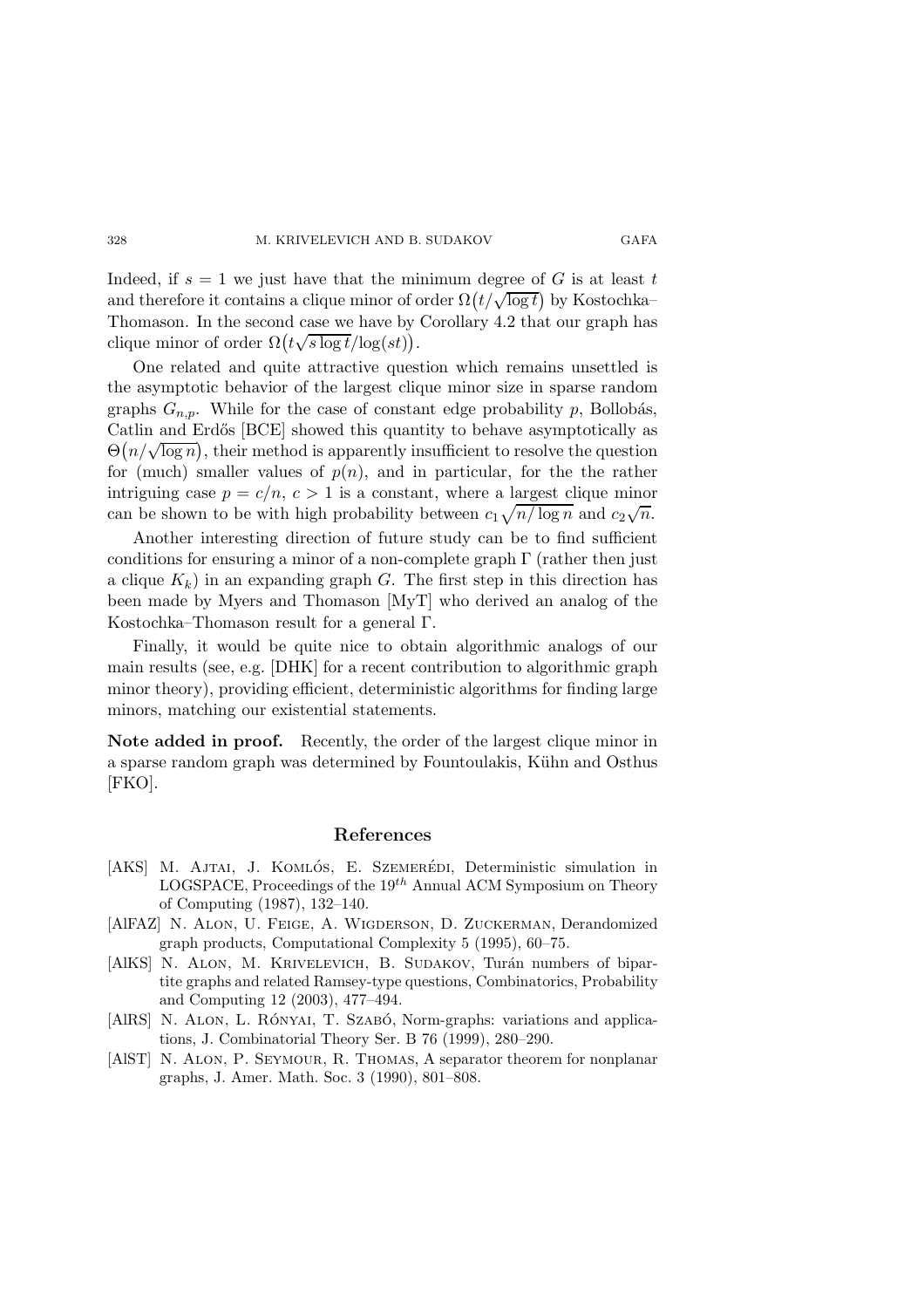Indeed, if $s = 1$ we just have that the minimum degree of $G$ is at least $t$ and therefore it contains a clique minor of order $\Omega\big(t/\sqrt{\log t}\big)$ by Kostochka–Thomason. In the second case we have by Corollary 4.2 that our graph has clique minor of order $\Omega\big(t\sqrt{s \log t}/\log(st)\big)$.

One related and quite attractive question which remains unsettled is the asymptotic behavior of the largest clique minor size in sparse random graphs $G_{n,p}$. While for the case of constant edge probability $p$, Bollobás, Catlin and Erdős [BCE] showed this quantity to behave asymptotically as $\Theta\big(n/\sqrt{\log n}\big)$, their method is apparently insufficient to resolve the question for (much) smaller values of $p(n)$, and in particular, for the the rather intriguing case $p = c/n$, $c > 1$ is a constant, where a largest clique minor can be shown to be with high probability between $c_1\sqrt{n/\log n}$ and $c_2\sqrt{n}$.

Another interesting direction of future study can be to find sufficient conditions for ensuring a minor of a non-complete graph $\Gamma$ (rather then just a clique $K_k$) in an expanding graph $G$. The first step in this direction has been made by Myers and Thomason [MyT] who derived an analog of the Kostochka–Thomason result for a general $\Gamma$.

Finally, it would be quite nice to obtain algorithmic analogs of our main results (see, e.g. [DHK] for a recent contribution to algorithmic graph minor theory), providing efficient, deterministic algorithms for finding large minors, matching our existential statements.

**Note added in proof.** Recently, the order of the largest clique minor in a sparse random graph was determined by Fountoulakis, Kühn and Osthus [FKO].

## References

[AKS] M. Ajtai, J. Komlós, E. Szemerédi, Deterministic simulation in LOGSPACE, Proceedings of the $19^{th}$ Annual ACM Symposium on Theory of Computing (1987), 132–140.

[AlFAZ] N. Alon, U. Feige, A. Wigderson, D. Zuckerman, Derandomized graph products, Computational Complexity 5 (1995), 60–75.

[AlKS] N. Alon, M. Krivelevich, B. Sudakov, Turán numbers of bipartite graphs and related Ramsey-type questions, Combinatorics, Probability and Computing 12 (2003), 477–494.

[AlRS] N. Alon, L. Rónyai, T. Szabó, Norm-graphs: variations and applications, J. Combinatorial Theory Ser. B 76 (1999), 280–290.

[AlST] N. Alon, P. Seymour, R. Thomas, A separator theorem for nonplanar graphs, J. Amer. Math. Soc. 3 (1990), 801–808.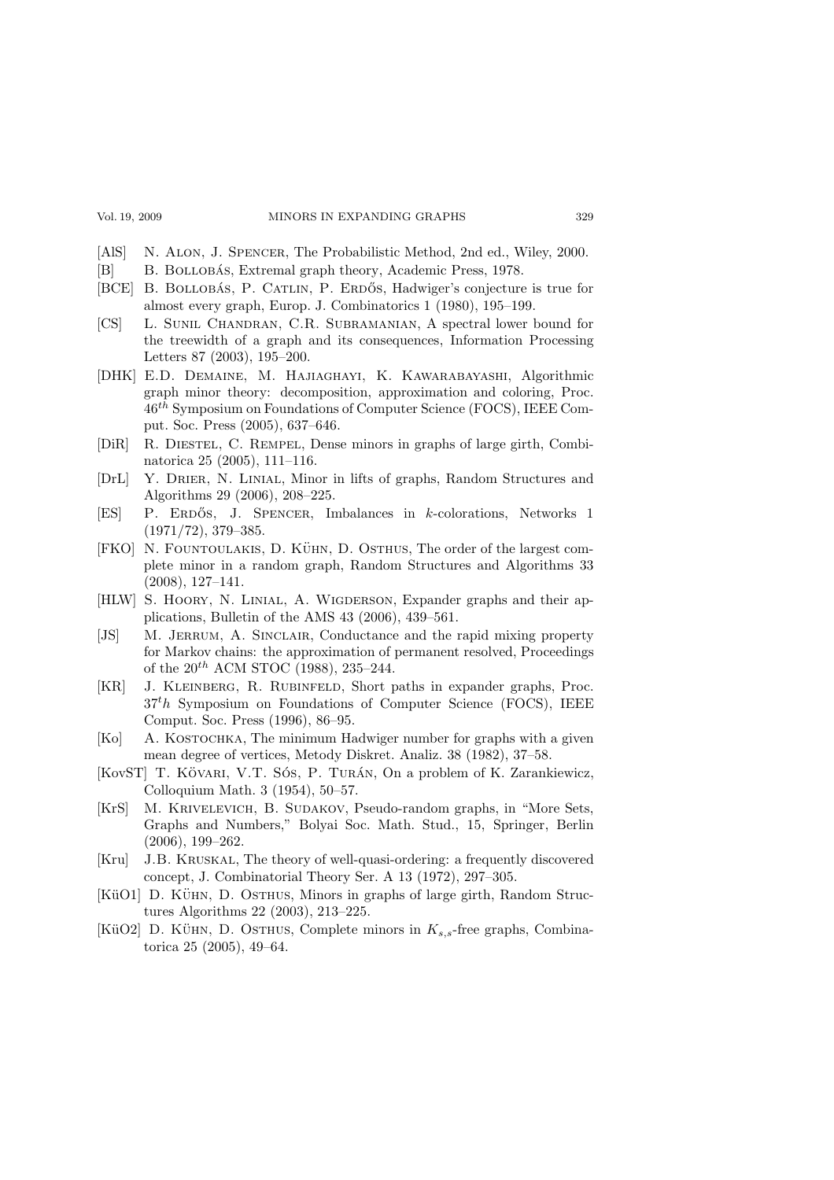[AlS] N. Alon, J. Spencer, The Probabilistic Method, 2nd ed., Wiley, 2000.

[B] B. Bollobás, Extremal graph theory, Academic Press, 1978.

[BCE] B. Bollobás, P. Catlin, P. Erdős, Hadwiger's conjecture is true for almost every graph, Europ. J. Combinatorics 1 (1980), 195–199.

[CS] L. Sunil Chandran, C.R. Subramanian, A spectral lower bound for the treewidth of a graph and its consequences, Information Processing Letters 87 (2003), 195–200.

[DHK] E.D. Demaine, M. Hajiaghayi, K. Kawarabayashi, Algorithmic graph minor theory: decomposition, approximation and coloring, Proc. $46^{th}$ Symposium on Foundations of Computer Science (FOCS), IEEE Comput. Soc. Press (2005), 637–646.

[DiR] R. Diestel, C. Rempel, Dense minors in graphs of large girth, Combinatorica 25 (2005), 111–116.

[DrL] Y. Drier, N. Linial, Minor in lifts of graphs, Random Structures and Algorithms 29 (2006), 208–225.

[ES] P. Erdős, J. Spencer, Imbalances in $k$-colorations, Networks 1 (1971/72), 379–385.

[FKO] N. Fountoulakis, D. Kühn, D. Osthus, The order of the largest complete minor in a random graph, Random Structures and Algorithms 33 (2008), 127–141.

[HLW] S. Hoory, N. Linial, A. Wigderson, Expander graphs and their applications, Bulletin of the AMS 43 (2006), 439–561.

[JS] M. Jerrum, A. Sinclair, Conductance and the rapid mixing property for Markov chains: the approximation of permanent resolved, Proceedings of the $20^{th}$ ACM STOC (1988), 235–244.

[KR] J. Kleinberg, R. Rubinfeld, Short paths in expander graphs, Proc. $37^th$ Symposium on Foundations of Computer Science (FOCS), IEEE Comput. Soc. Press (1996), 86–95.

[Ko] A. Kostochka, The minimum Hadwiger number for graphs with a given mean degree of vertices, Metody Diskret. Analiz. 38 (1982), 37–58.

[KovST] T. Kövari, V.T. Sós, P. Turán, On a problem of K. Zarankiewicz, Colloquium Math. 3 (1954), 50–57.

[KrS] M. Krivelevich, B. Sudakov, Pseudo-random graphs, in "More Sets, Graphs and Numbers," Bolyai Soc. Math. Stud., 15, Springer, Berlin (2006), 199–262.

[Kru] J.B. Kruskal, The theory of well-quasi-ordering: a frequently discovered concept, J. Combinatorial Theory Ser. A 13 (1972), 297–305.

[KüO1] D. Kühn, D. Osthus, Minors in graphs of large girth, Random Structures Algorithms 22 (2003), 213–225.

[KüO2] D. Kühn, D. Osthus, Complete minors in $K_{s,s}$-free graphs, Combinatorica 25 (2005), 49–64.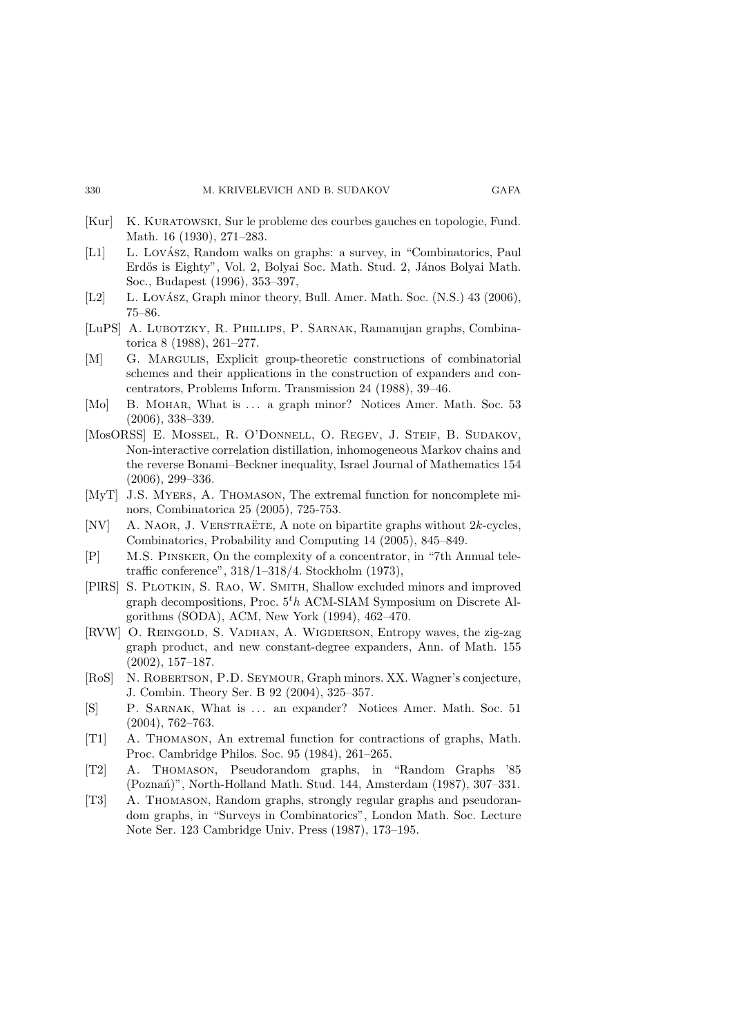[Kur] K. Kuratowski, Sur le probleme des courbes gauches en topologie, Fund. Math. 16 (1930), 271–283.

[L1] L. Lovász, Random walks on graphs: a survey, in "Combinatorics, Paul Erdős is Eighty", Vol. 2, Bolyai Soc. Math. Stud. 2, János Bolyai Math. Soc., Budapest (1996), 353–397,

[L2] L. Lovász, Graph minor theory, Bull. Amer. Math. Soc. (N.S.) 43 (2006), 75–86.

[LuPS] A. Lubotzky, R. Phillips, P. Sarnak, Ramanujan graphs, Combinatorica 8 (1988), 261–277.

[M] G. Margulis, Explicit group-theoretic constructions of combinatorial schemes and their applications in the construction of expanders and concentrators, Problems Inform. Transmission 24 (1988), 39–46.

[Mo] B. Mohar, What is ... a graph minor? Notices Amer. Math. Soc. 53 (2006), 338–339.

[MosORSS] E. Mossel, R. O'Donnell, O. Regev, J. Steif, B. Sudakov, Non-interactive correlation distillation, inhomogeneous Markov chains and the reverse Bonami–Beckner inequality, Israel Journal of Mathematics 154 (2006), 299–336.

[MyT] J.S. Myers, A. Thomason, The extremal function for noncomplete minors, Combinatorica 25 (2005), 725-753.

[NV] A. Naor, J. Verstraëte, A note on bipartite graphs without $2k$-cycles, Combinatorics, Probability and Computing 14 (2005), 845–849.

[P] M.S. Pinsker, On the complexity of a concentrator, in "7th Annual teletraffic conference", 318/1–318/4. Stockholm (1973),

[PlRS] S. Plotkin, S. Rao, W. Smith, Shallow excluded minors and improved graph decompositions, Proc. $5^th$ ACM-SIAM Symposium on Discrete Algorithms (SODA), ACM, New York (1994), 462–470.

[RVW] O. Reingold, S. Vadhan, A. Wigderson, Entropy waves, the zig-zag graph product, and new constant-degree expanders, Ann. of Math. 155 (2002), 157–187.

[RoS] N. Robertson, P.D. Seymour, Graph minors. XX. Wagner's conjecture, J. Combin. Theory Ser. B 92 (2004), 325–357.

[S] P. Sarnak, What is ... an expander? Notices Amer. Math. Soc. 51 (2004), 762–763.

[T1] A. Thomason, An extremal function for contractions of graphs, Math. Proc. Cambridge Philos. Soc. 95 (1984), 261–265.

[T2] A. Thomason, Pseudorandom graphs, in "Random Graphs '85 (Poznań)", North-Holland Math. Stud. 144, Amsterdam (1987), 307–331.

[T3] A. Thomason, Random graphs, strongly regular graphs and pseudorandom graphs, in "Surveys in Combinatorics", London Math. Soc. Lecture Note Ser. 123 Cambridge Univ. Press (1987), 173–195.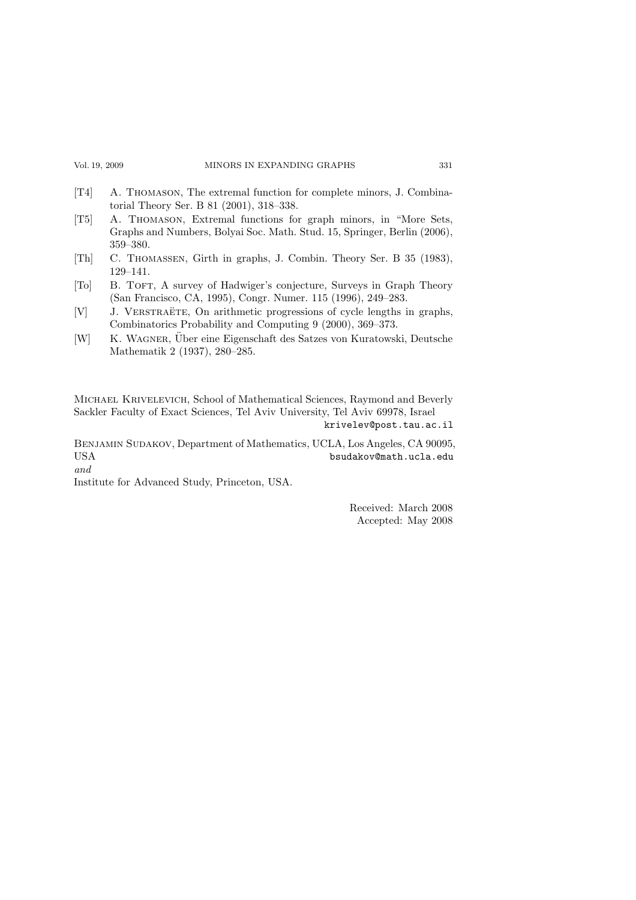[T4] A. Thomason, The extremal function for complete minors, J. Combinatorial Theory Ser. B 81 (2001), 318–338.

[T5] A. Thomason, Extremal functions for graph minors, in "More Sets, Graphs and Numbers, Bolyai Soc. Math. Stud. 15, Springer, Berlin (2006), 359–380.

[Th] C. Thomassen, Girth in graphs, J. Combin. Theory Ser. B 35 (1983), 129–141.

[To] B. Toft, A survey of Hadwiger's conjecture, Surveys in Graph Theory (San Francisco, CA, 1995), Congr. Numer. 115 (1996), 249–283.

[V] J. Verstraëte, On arithmetic progressions of cycle lengths in graphs, Combinatorics Probability and Computing 9 (2000), 369–373.

[W] K. Wagner, Über eine Eigenschaft des Satzes von Kuratowski, Deutsche Mathematik 2 (1937), 280–285.

Michael Krivelevich, School of Mathematical Sciences, Raymond and Beverly Sackler Faculty of Exact Sciences, Tel Aviv University, Tel Aviv 69978, Israel
krivelev@post.tau.ac.il

Benjamin Sudakov, Department of Mathematics, UCLA, Los Angeles, CA 90095, USA
bsudakov@math.ucla.edu

*and*

Institute for Advanced Study, Princeton, USA.

Received: March 2008
Accepted: May 2008